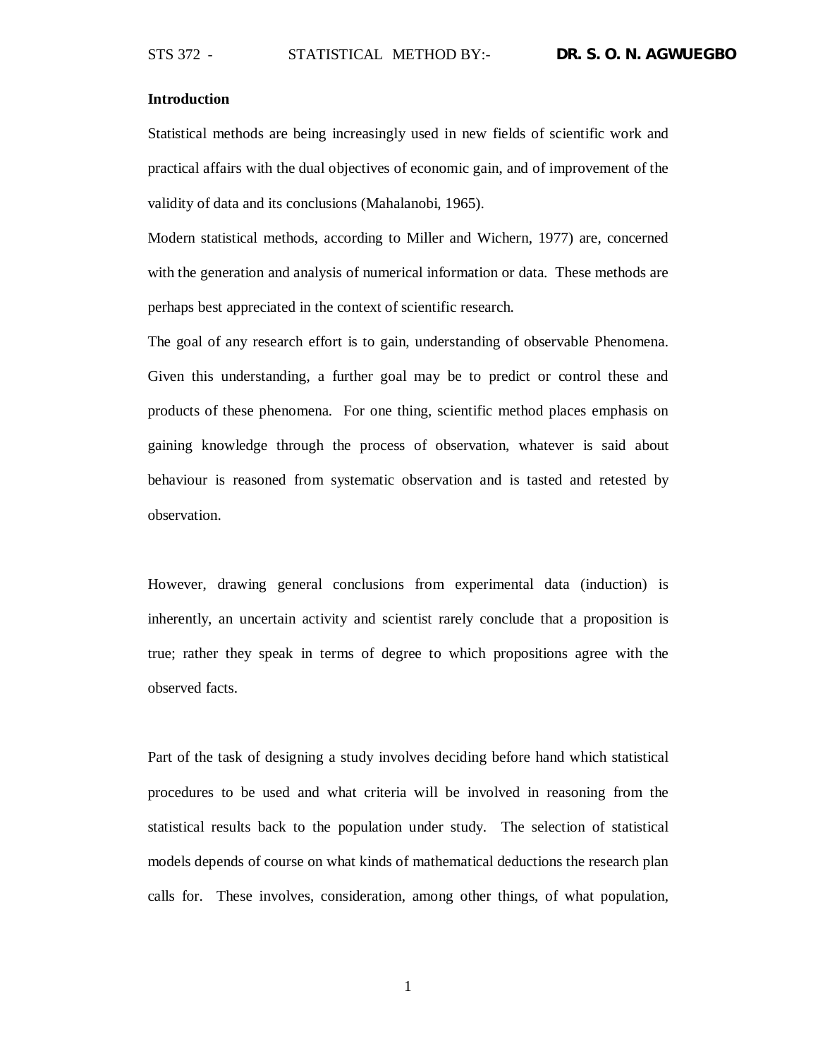**Introduction**

Statistical methods are being increasingly used in new fields of scientific work and practical affairs with the dual objectives of economic gain, and of improvement of the validity of data and its conclusions (Mahalanobi, 1965).

Modern statistical methods, according to Miller and Wichern, 1977) are, concerned with the generation and analysis of numerical information or data. These methods are perhaps best appreciated in the context of scientific research.

The goal of any research effort is to gain, understanding of observable Phenomena. Given this understanding, a further goal may be to predict or control these and products of these phenomena. For one thing, scientific method places emphasis on gaining knowledge through the process of observation, whatever is said about behaviour is reasoned from systematic observation and is tasted and retested by observation.

However, drawing general conclusions from experimental data (induction) is inherently, an uncertain activity and scientist rarely conclude that a proposition is true; rather they speak in terms of degree to which propositions agree with the observed facts.

Part of the task of designing a study involves deciding before hand which statistical procedures to be used and what criteria will be involved in reasoning from the statistical results back to the population under study. The selection of statistical models depends of course on what kinds of mathematical deductions the research plan calls for. These involves, consideration, among other things, of what population,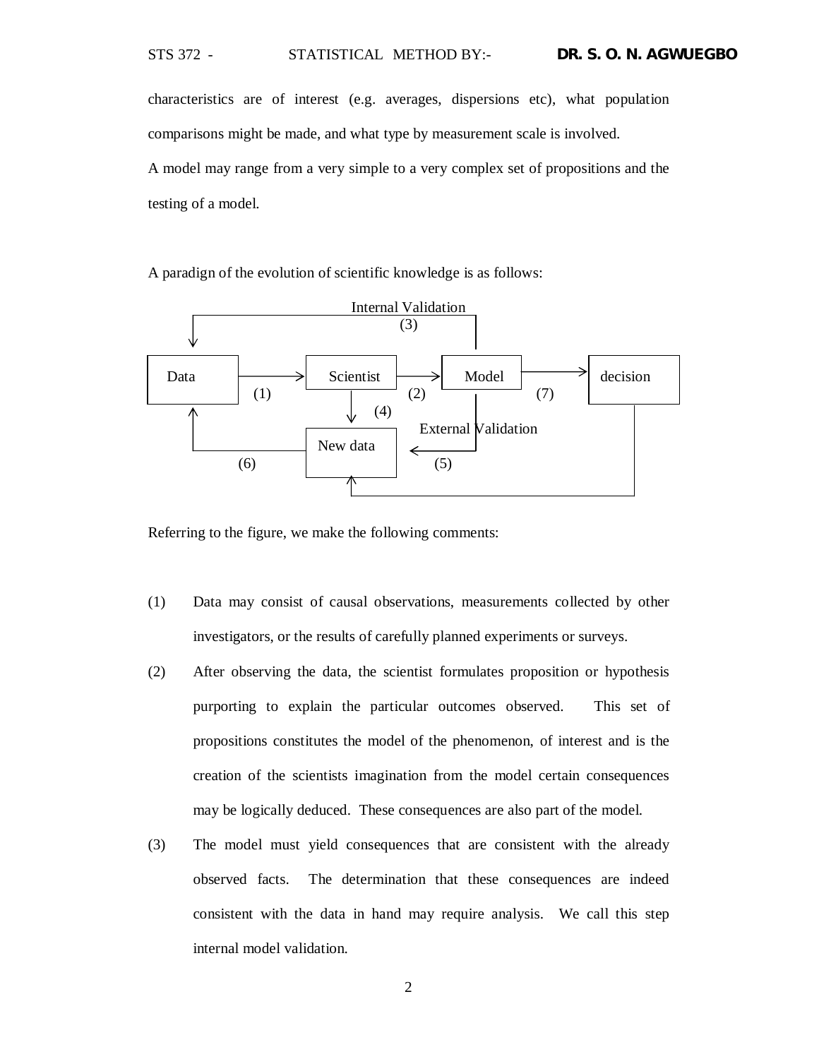characteristics are of interest (e.g. averages, dispersions etc), what population comparisons might be made, and what type by measurement scale is involved.

A model may range from a very simple to a very complex set of propositions and the testing of a model.

A paradign of the evolution of scientific knowledge is as follows:

```
                         Internal Validation
                                (3)
   ┌──────────────────────────────────────┐
   ↓                                      │
 Data ──────→ Scientist ──────→ Model ──────→ decision
        (1)       │       (2)     │      (7)      │
   ↑              ↓ (4)           │               │
   │                    External Validation       │
   │          New data ←──────────┘               │
   └──────────   (6)       (5)                    │
                  ↑                               │
                  └───────────────────────────────┘
```

Referring to the figure, we make the following comments:

(1) Data may consist of causal observations, measurements collected by other investigators, or the results of carefully planned experiments or surveys.

(2) After observing the data, the scientist formulates proposition or hypothesis purporting to explain the particular outcomes observed. This set of propositions constitutes the model of the phenomenon, of interest and is the creation of the scientists imagination from the model certain consequences may be logically deduced. These consequences are also part of the model.

(3) The model must yield consequences that are consistent with the already observed facts. The determination that these consequences are indeed consistent with the data in hand may require analysis. We call this step internal model validation.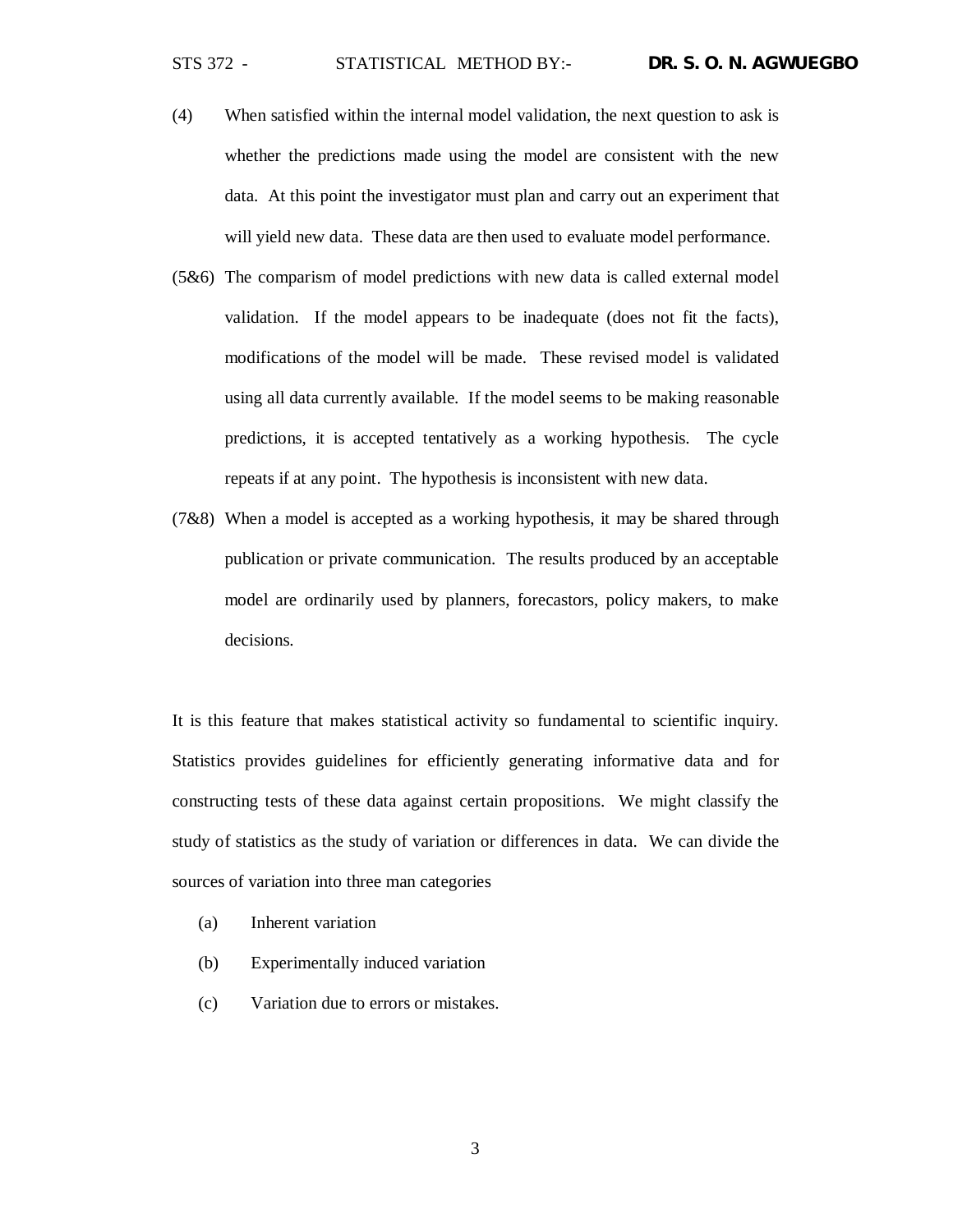(4) When satisfied within the internal model validation, the next question to ask is whether the predictions made using the model are consistent with the new data. At this point the investigator must plan and carry out an experiment that will yield new data. These data are then used to evaluate model performance.

(5&6) The comparism of model predictions with new data is called external model validation. If the model appears to be inadequate (does not fit the facts), modifications of the model will be made. These revised model is validated using all data currently available. If the model seems to be making reasonable predictions, it is accepted tentatively as a working hypothesis. The cycle repeats if at any point. The hypothesis is inconsistent with new data.

(7&8) When a model is accepted as a working hypothesis, it may be shared through publication or private communication. The results produced by an acceptable model are ordinarily used by planners, forecastors, policy makers, to make decisions.

It is this feature that makes statistical activity so fundamental to scientific inquiry. Statistics provides guidelines for efficiently generating informative data and for constructing tests of these data against certain propositions. We might classify the study of statistics as the study of variation or differences in data. We can divide the sources of variation into three man categories

(a) Inherent variation

(b) Experimentally induced variation

(c) Variation due to errors or mistakes.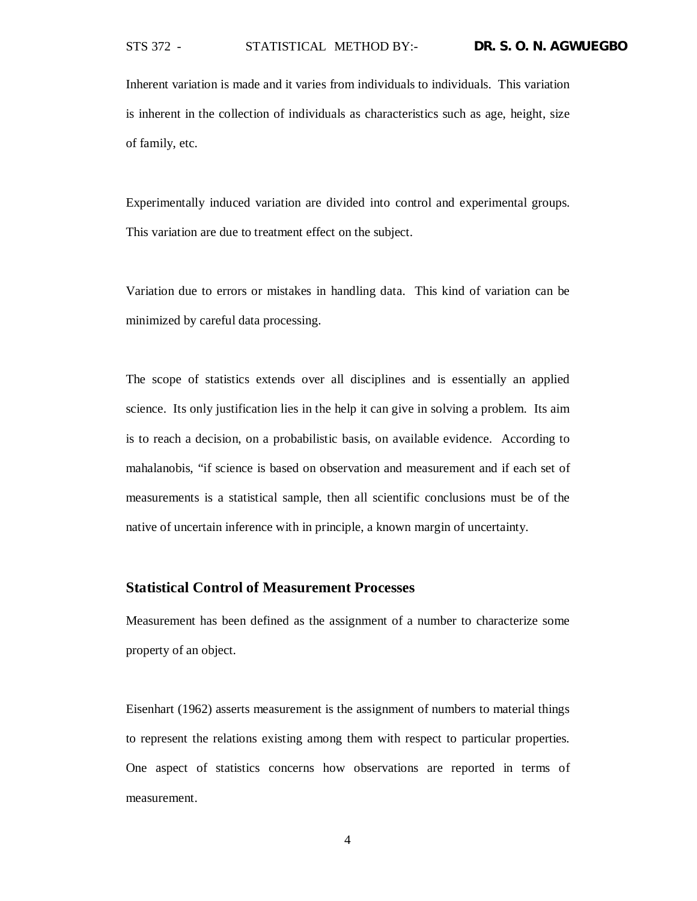Inherent variation is made and it varies from individuals to individuals. This variation is inherent in the collection of individuals as characteristics such as age, height, size of family, etc.

Experimentally induced variation are divided into control and experimental groups. This variation are due to treatment effect on the subject.

Variation due to errors or mistakes in handling data. This kind of variation can be minimized by careful data processing.

The scope of statistics extends over all disciplines and is essentially an applied science. Its only justification lies in the help it can give in solving a problem. Its aim is to reach a decision, on a probabilistic basis, on available evidence. According to mahalanobis, "if science is based on observation and measurement and if each set of measurements is a statistical sample, then all scientific conclusions must be of the native of uncertain inference with in principle, a known margin of uncertainty.

### Statistical Control of Measurement Processes

Measurement has been defined as the assignment of a number to characterize some property of an object.

Eisenhart (1962) asserts measurement is the assignment of numbers to material things to represent the relations existing among them with respect to particular properties. One aspect of statistics concerns how observations are reported in terms of measurement.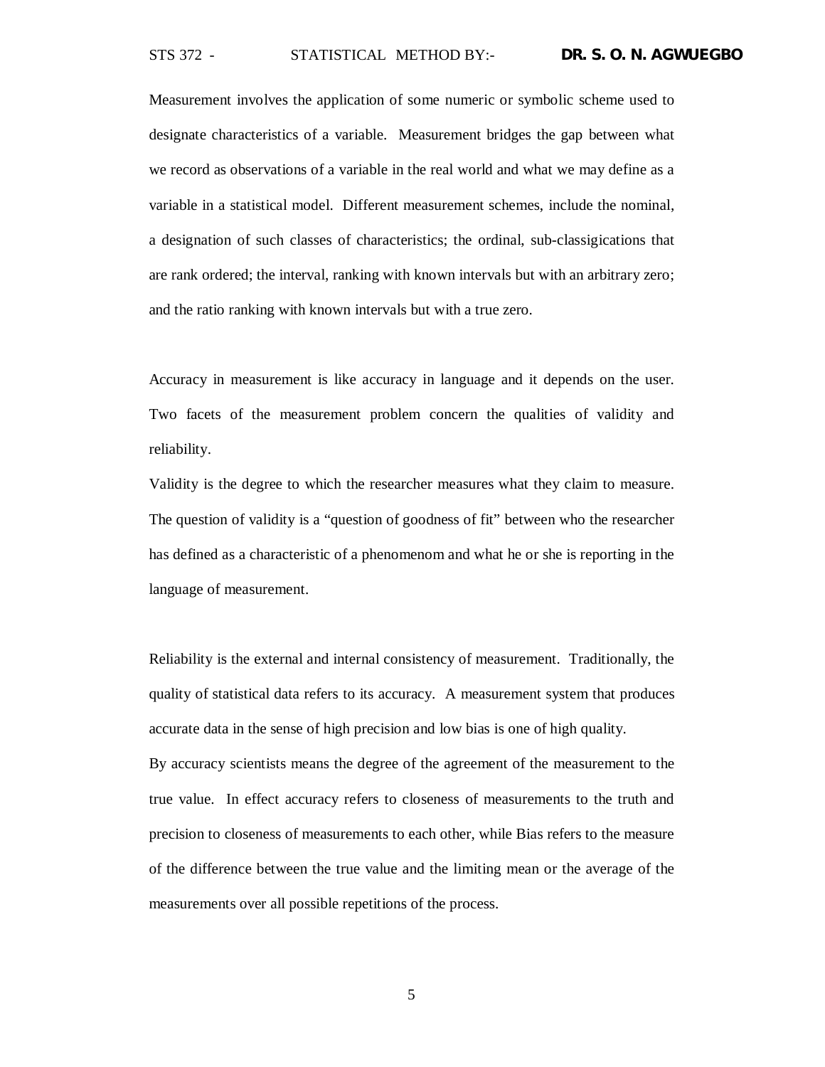Measurement involves the application of some numeric or symbolic scheme used to designate characteristics of a variable. Measurement bridges the gap between what we record as observations of a variable in the real world and what we may define as a variable in a statistical model. Different measurement schemes, include the nominal, a designation of such classes of characteristics; the ordinal, sub-classigications that are rank ordered; the interval, ranking with known intervals but with an arbitrary zero; and the ratio ranking with known intervals but with a true zero.

Accuracy in measurement is like accuracy in language and it depends on the user. Two facets of the measurement problem concern the qualities of validity and reliability.

Validity is the degree to which the researcher measures what they claim to measure. The question of validity is a "question of goodness of fit" between who the researcher has defined as a characteristic of a phenomenom and what he or she is reporting in the language of measurement.

Reliability is the external and internal consistency of measurement. Traditionally, the quality of statistical data refers to its accuracy. A measurement system that produces accurate data in the sense of high precision and low bias is one of high quality.

By accuracy scientists means the degree of the agreement of the measurement to the true value. In effect accuracy refers to closeness of measurements to the truth and precision to closeness of measurements to each other, while Bias refers to the measure of the difference between the true value and the limiting mean or the average of the measurements over all possible repetitions of the process.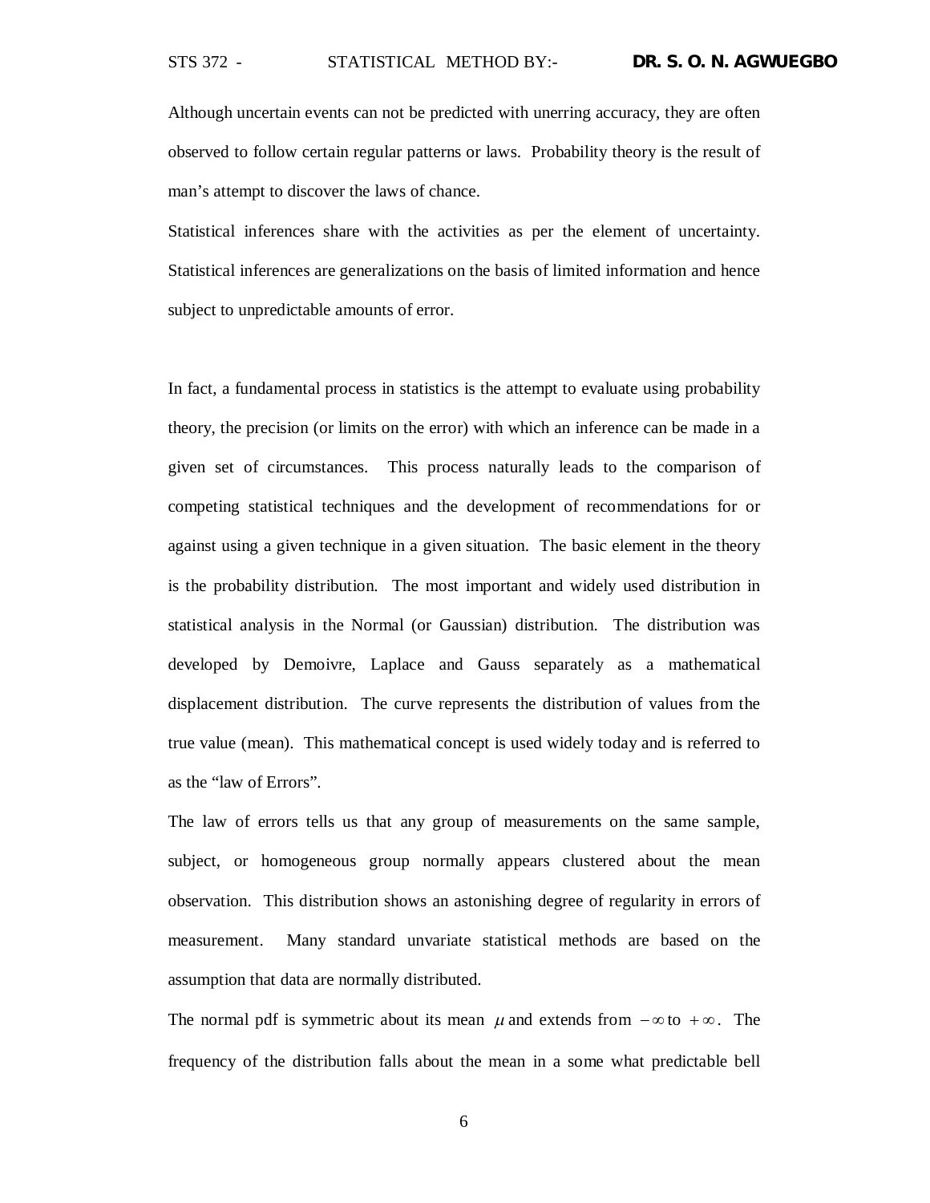Although uncertain events can not be predicted with unerring accuracy, they are often observed to follow certain regular patterns or laws. Probability theory is the result of man's attempt to discover the laws of chance.

Statistical inferences share with the activities as per the element of uncertainty. Statistical inferences are generalizations on the basis of limited information and hence subject to unpredictable amounts of error.

In fact, a fundamental process in statistics is the attempt to evaluate using probability theory, the precision (or limits on the error) with which an inference can be made in a given set of circumstances. This process naturally leads to the comparison of competing statistical techniques and the development of recommendations for or against using a given technique in a given situation. The basic element in the theory is the probability distribution. The most important and widely used distribution in statistical analysis in the Normal (or Gaussian) distribution. The distribution was developed by Demoivre, Laplace and Gauss separately as a mathematical displacement distribution. The curve represents the distribution of values from the true value (mean). This mathematical concept is used widely today and is referred to as the "law of Errors".

The law of errors tells us that any group of measurements on the same sample, subject, or homogeneous group normally appears clustered about the mean observation. This distribution shows an astonishing degree of regularity in errors of measurement. Many standard unvariate statistical methods are based on the assumption that data are normally distributed.

The normal pdf is symmetric about its mean $\mu$ and extends from $-\infty$ to $+\infty$. The frequency of the distribution falls about the mean in a some what predictable bell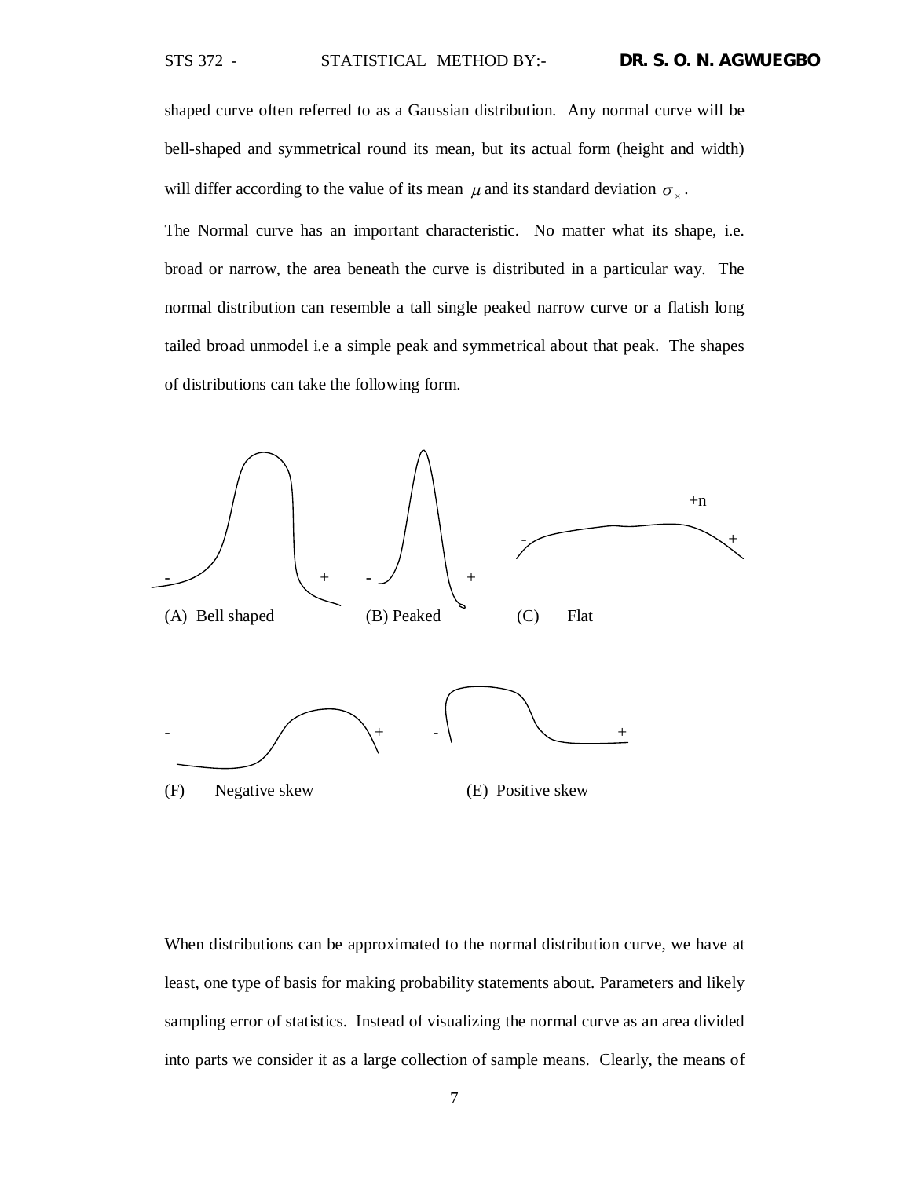shaped curve often referred to as a Gaussian distribution. Any normal curve will be bell-shaped and symmetrical round its mean, but its actual form (height and width) will differ according to the value of its mean $\mu$ and its standard deviation $\sigma_{\bar{x}}$.

The Normal curve has an important characteristic. No matter what its shape, i.e. broad or narrow, the area beneath the curve is distributed in a particular way. The normal distribution can resemble a tall single peaked narrow curve or a flatish long tailed broad unmodel i.e a simple peak and symmetrical about that peak. The shapes of distributions can take the following form.

(A) Bell shaped (B) Peaked (C) Flat

(F) Negative skew (E) Positive skew

When distributions can be approximated to the normal distribution curve, we have at least, one type of basis for making probability statements about. Parameters and likely sampling error of statistics. Instead of visualizing the normal curve as an area divided into parts we consider it as a large collection of sample means. Clearly, the means of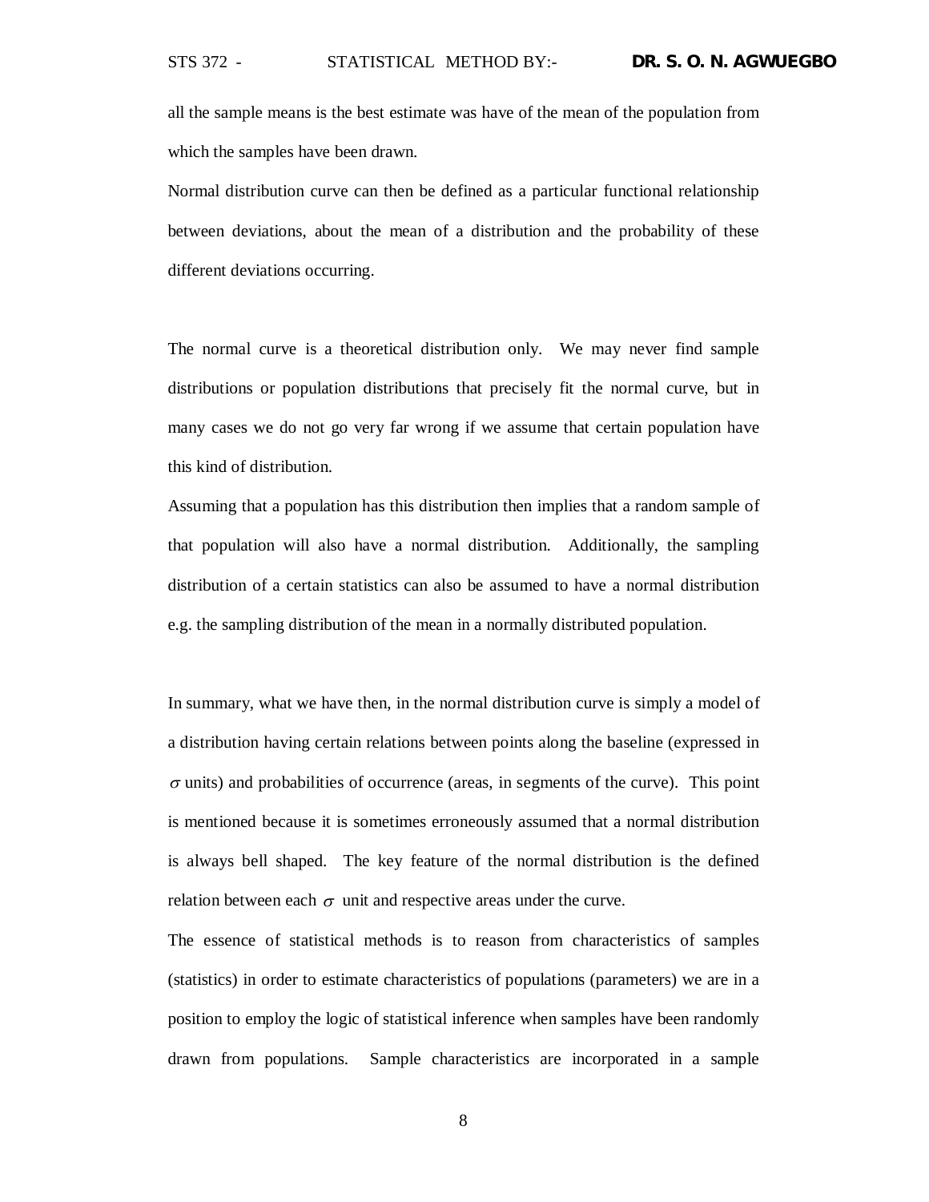all the sample means is the best estimate was have of the mean of the population from which the samples have been drawn.

Normal distribution curve can then be defined as a particular functional relationship between deviations, about the mean of a distribution and the probability of these different deviations occurring.

The normal curve is a theoretical distribution only. We may never find sample distributions or population distributions that precisely fit the normal curve, but in many cases we do not go very far wrong if we assume that certain population have this kind of distribution.

Assuming that a population has this distribution then implies that a random sample of that population will also have a normal distribution. Additionally, the sampling distribution of a certain statistics can also be assumed to have a normal distribution e.g. the sampling distribution of the mean in a normally distributed population.

In summary, what we have then, in the normal distribution curve is simply a model of a distribution having certain relations between points along the baseline (expressed in $\sigma$ units) and probabilities of occurrence (areas, in segments of the curve). This point is mentioned because it is sometimes erroneously assumed that a normal distribution is always bell shaped. The key feature of the normal distribution is the defined relation between each $\sigma$ unit and respective areas under the curve.

The essence of statistical methods is to reason from characteristics of samples (statistics) in order to estimate characteristics of populations (parameters) we are in a position to employ the logic of statistical inference when samples have been randomly drawn from populations. Sample characteristics are incorporated in a sample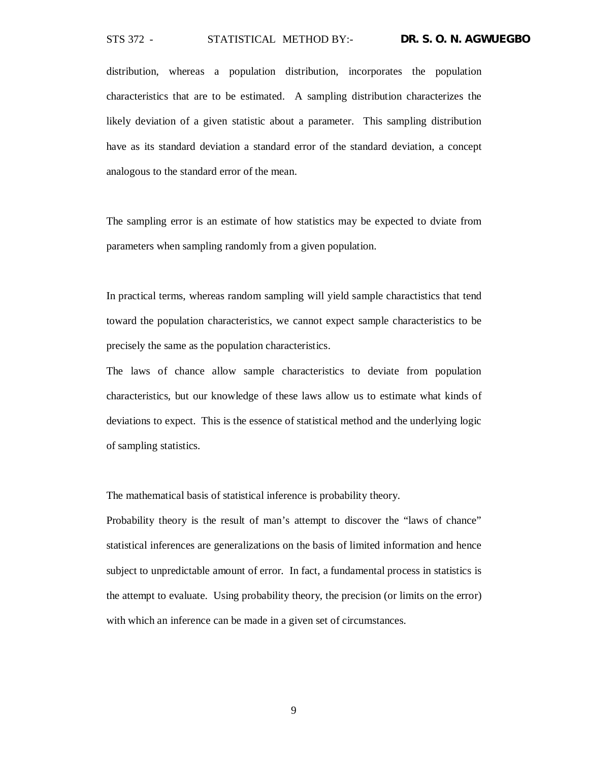distribution, whereas a population distribution, incorporates the population characteristics that are to be estimated. A sampling distribution characterizes the likely deviation of a given statistic about a parameter. This sampling distribution have as its standard deviation a standard error of the standard deviation, a concept analogous to the standard error of the mean.

The sampling error is an estimate of how statistics may be expected to dviate from parameters when sampling randomly from a given population.

In practical terms, whereas random sampling will yield sample charactistics that tend toward the population characteristics, we cannot expect sample characteristics to be precisely the same as the population characteristics.

The laws of chance allow sample characteristics to deviate from population characteristics, but our knowledge of these laws allow us to estimate what kinds of deviations to expect. This is the essence of statistical method and the underlying logic of sampling statistics.

The mathematical basis of statistical inference is probability theory.

Probability theory is the result of man's attempt to discover the "laws of chance" statistical inferences are generalizations on the basis of limited information and hence subject to unpredictable amount of error. In fact, a fundamental process in statistics is the attempt to evaluate. Using probability theory, the precision (or limits on the error) with which an inference can be made in a given set of circumstances.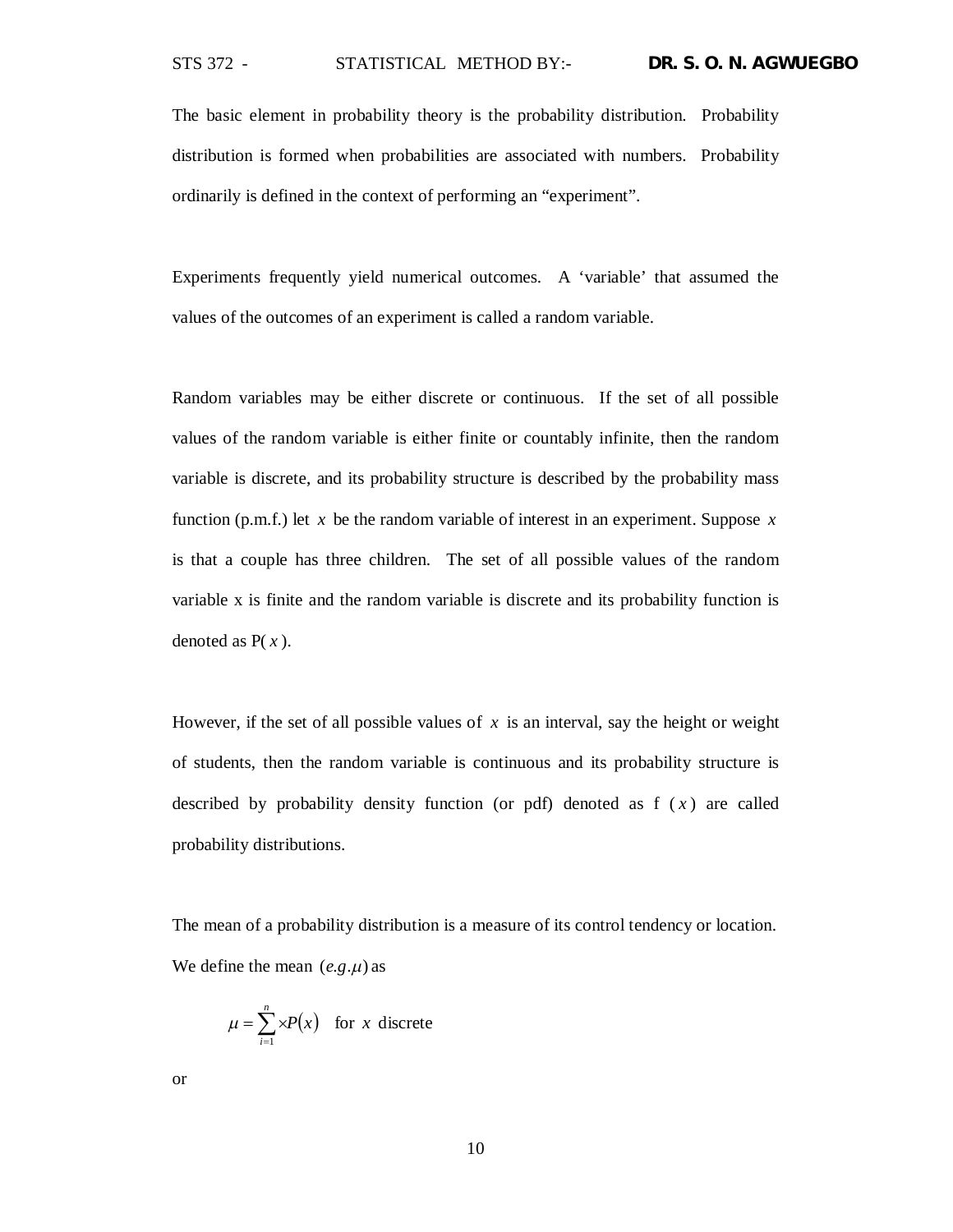The basic element in probability theory is the probability distribution. Probability distribution is formed when probabilities are associated with numbers. Probability ordinarily is defined in the context of performing an "experiment".

Experiments frequently yield numerical outcomes. A 'variable' that assumed the values of the outcomes of an experiment is called a random variable.

Random variables may be either discrete or continuous. If the set of all possible values of the random variable is either finite or countably infinite, then the random variable is discrete, and its probability structure is described by the probability mass function (p.m.f.) let $x$ be the random variable of interest in an experiment. Suppose $x$ is that a couple has three children. The set of all possible values of the random variable x is finite and the random variable is discrete and its probability function is denoted as P( $x$ ).

However, if the set of all possible values of $x$ is an interval, say the height or weight of students, then the random variable is continuous and its probability structure is described by probability density function (or pdf) denoted as f ( $x$ ) are called probability distributions.

The mean of a probability distribution is a measure of its control tendency or location. We define the mean $(e.g. \mu)$ as

$$\mu = \sum_{i=1}^{n} \times P(x) \quad \text{for } x \text{ discrete}$$

or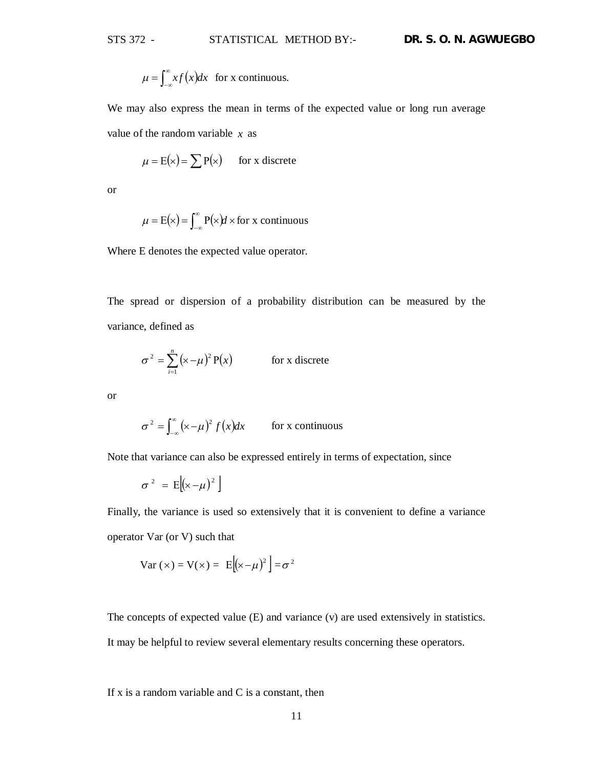$$\mu = \int_{-\infty}^{\infty} x f(x) dx \quad \text{for x continuous.}$$

We may also express the mean in terms of the expected value or long run average value of the random variable $x$ as

$$\mu = E(\times) = \sum P(\times) \qquad \text{for x discrete}$$

or

$$\mu = E(\times) = \int_{-\infty}^{\infty} P(\times) d\times \text{ for x continuous}$$

Where E denotes the expected value operator.

The spread or dispersion of a probability distribution can be measured by the variance, defined as

$$\sigma^2 = \sum_{i=1}^{n} (\times - \mu)^2 P(x) \qquad \text{for x discrete}$$

or

$$\sigma^2 = \int_{-\infty}^{\infty} (\times - \mu)^2 f(x) dx \qquad \text{for x continuous}$$

Note that variance can also be expressed entirely in terms of expectation, since

$$\sigma^2 = E\left[(\times - \mu)^2\right]$$

Finally, the variance is used so extensively that it is convenient to define a variance operator Var (or V) such that

$$\text{Var}(\times) = V(\times) = E\left[(\times - \mu)^2\right] = \sigma^2$$

The concepts of expected value (E) and variance (v) are used extensively in statistics. It may be helpful to review several elementary results concerning these operators.

If x is a random variable and C is a constant, then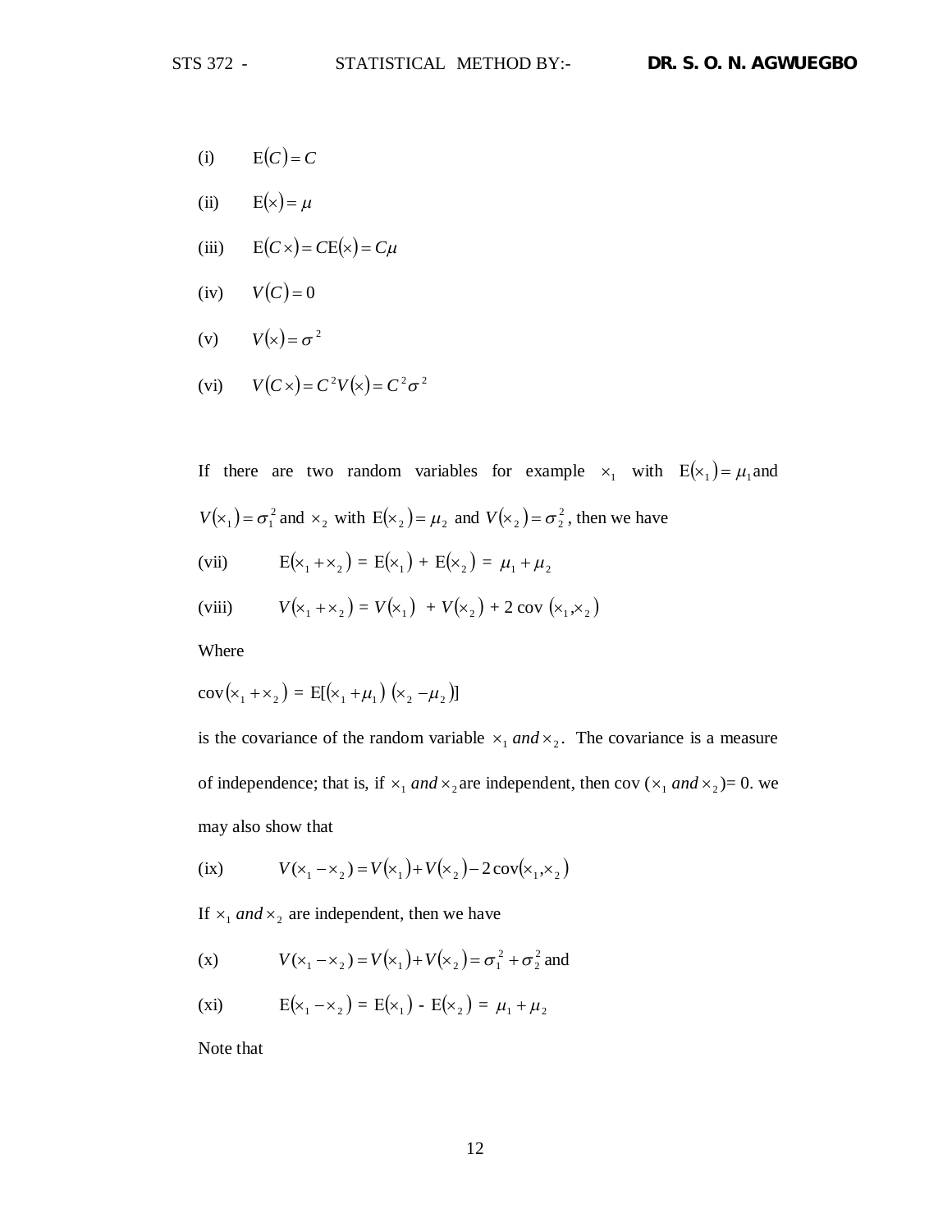(i) $\quad \mathrm{E}(C) = C$

(ii) $\quad \mathrm{E}(\times) = \mu$

(iii) $\quad \mathrm{E}(C\times) = C\mathrm{E}(\times) = C\mu$

(iv) $\quad V(C) = 0$

(v) $\quad V(\times) = \sigma^2$

(vi) $\quad V(C\times) = C^2 V(\times) = C^2\sigma^2$

If there are two random variables for example $\times_1$ with $\mathrm{E}(\times_1) = \mu_1$ and $V(\times_1) = \sigma_1^2$ and $\times_2$ with $\mathrm{E}(\times_2) = \mu_2$ and $V(\times_2) = \sigma_2^2$, then we have

(vii) $\quad \mathrm{E}(\times_1 + \times_2) = \mathrm{E}(\times_1) + \mathrm{E}(\times_2) = \mu_1 + \mu_2$

(viii) $\quad V(\times_1 + \times_2) = V(\times_1) + V(\times_2) + 2 \operatorname{cov}(\times_1, \times_2)$

Where

$\operatorname{cov}(\times_1 + \times_2) = \mathrm{E}[(\times_1 + \mu_1)(\times_2 - \mu_2)]$

is the covariance of the random variable $\times_1$ *and* $\times_2$. The covariance is a measure of independence; that is, if $\times_1$ *and* $\times_2$ are independent, then cov ($\times_1$ *and* $\times_2$)= 0. we may also show that

(ix) $\quad V(\times_1 - \times_2) = V(\times_1) + V(\times_2) - 2\operatorname{cov}(\times_1, \times_2)$

If $\times_1$ *and* $\times_2$ are independent, then we have

(x) $\quad V(\times_1 - \times_2) = V(\times_1) + V(\times_2) = \sigma_1^2 + \sigma_2^2$ and

(xi) $\quad \mathrm{E}(\times_1 - \times_2) = \mathrm{E}(\times_1) - \mathrm{E}(\times_2) = \mu_1 + \mu_2$

Note that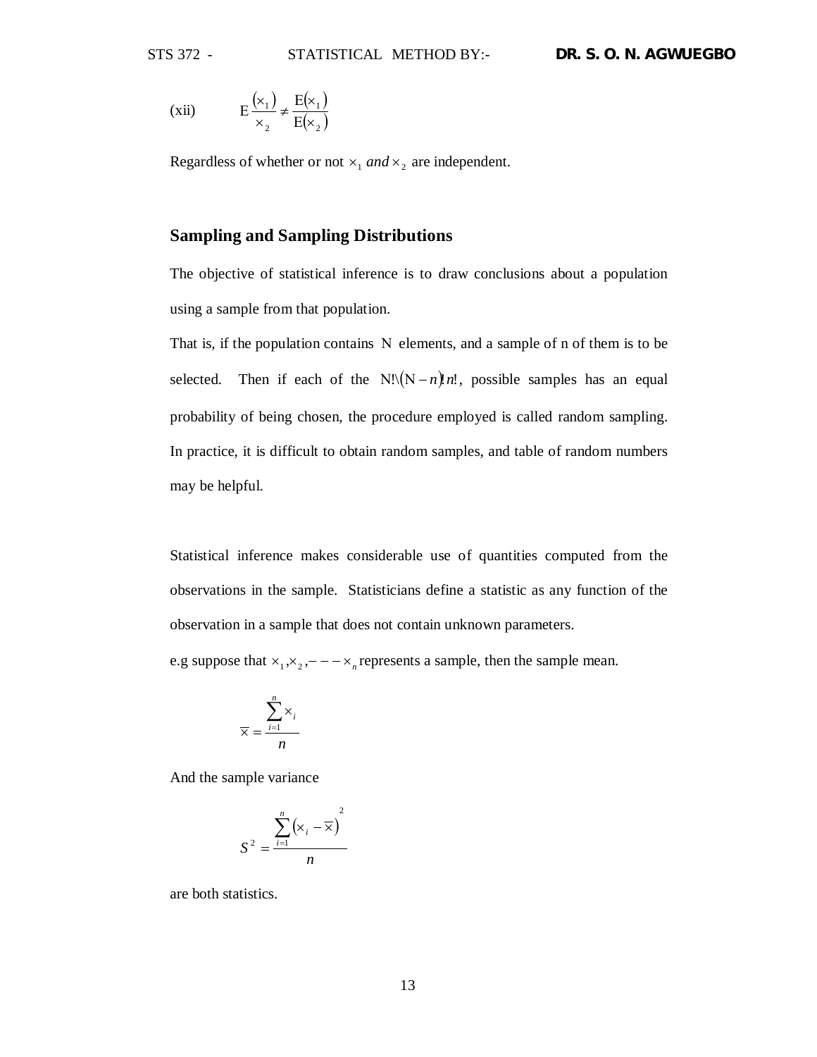(xii) $E\frac{(x_1)}{x_2} \neq \frac{E(x_1)}{E(x_2)}$

Regardless of whether or not $x_1$ *and* $x_2$ are independent.

## Sampling and Sampling Distributions

The objective of statistical inference is to draw conclusions about a population using a sample from that population.

That is, if the population contains N elements, and a sample of n of them is to be selected. Then if each of the $N!\backslash(N-n)!n!$, possible samples has an equal probability of being chosen, the procedure employed is called random sampling. In practice, it is difficult to obtain random samples, and table of random numbers may be helpful.

Statistical inference makes considerable use of quantities computed from the observations in the sample. Statisticians define a statistic as any function of the observation in a sample that does not contain unknown parameters.

e.g suppose that $x_1, x_2, --- x_n$ represents a sample, then the sample mean.

$$\overline{x} = \frac{\sum_{i=1}^{n} x_i}{n}$$

And the sample variance

$$S^2 = \frac{\sum_{i=1}^{n} (x_i - \overline{x})^2}{n}$$

are both statistics.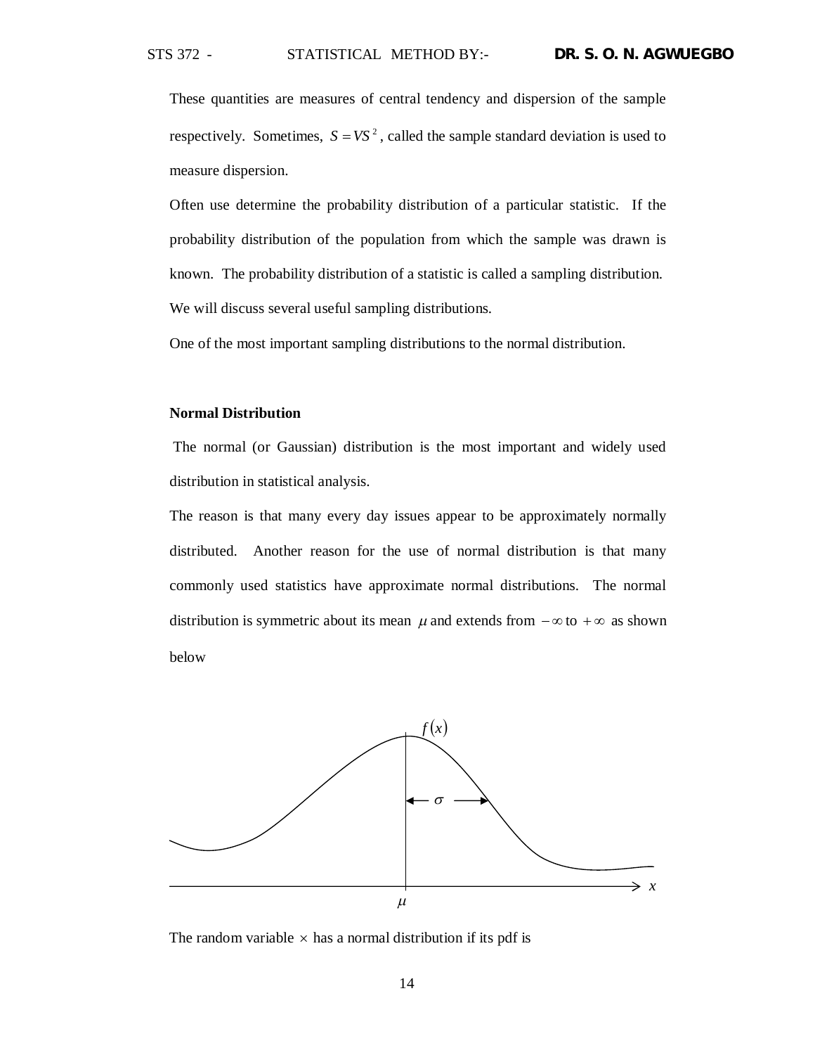These quantities are measures of central tendency and dispersion of the sample respectively. Sometimes, $S = VS^2$, called the sample standard deviation is used to measure dispersion.

Often use determine the probability distribution of a particular statistic. If the probability distribution of the population from which the sample was drawn is known. The probability distribution of a statistic is called a sampling distribution. We will discuss several useful sampling distributions.

One of the most important sampling distributions to the normal distribution.

**Normal Distribution**

The normal (or Gaussian) distribution is the most important and widely used distribution in statistical analysis.

The reason is that many every day issues appear to be approximately normally distributed. Another reason for the use of normal distribution is that many commonly used statistics have approximate normal distributions. The normal distribution is symmetric about its mean $\mu$ and extends from $-\infty$ to $+\infty$ as shown below

The random variable $\times$ has a normal distribution if its pdf is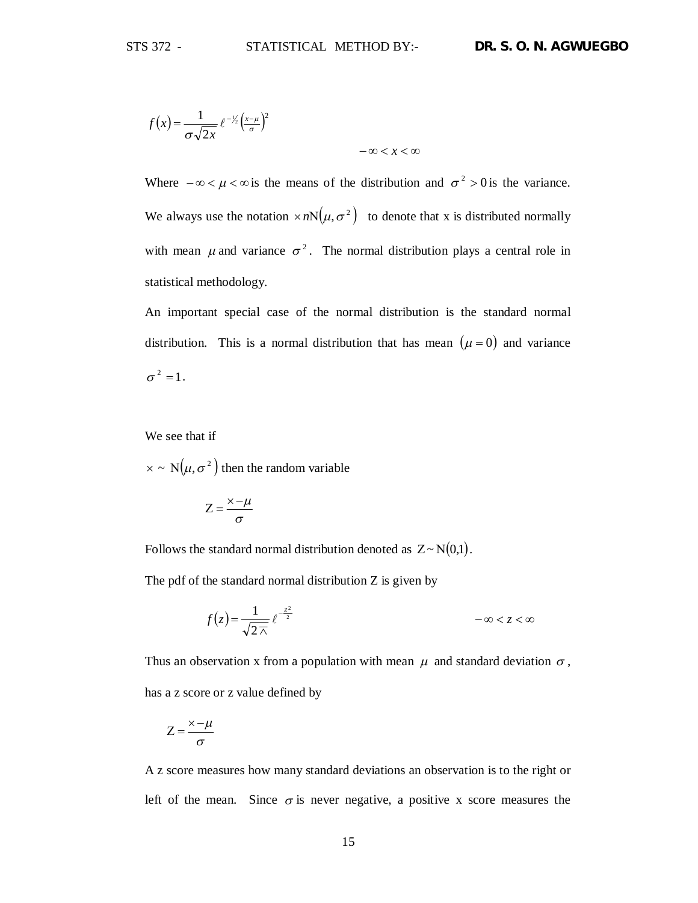$$f(x) = \frac{1}{\sigma\sqrt{2x}}\,\ell^{-\frac{1}{2}\left(\frac{x-\mu}{\sigma}\right)^2}$$

$$-\infty < x < \infty$$

Where $-\infty < \mu < \infty$ is the means of the distribution and $\sigma^2 > 0$ is the variance. We always use the notation $\times n\mathrm{N}(\mu, \sigma^2)$ to denote that x is distributed normally with mean $\mu$ and variance $\sigma^2$. The normal distribution plays a central role in statistical methodology.

An important special case of the normal distribution is the standard normal distribution. This is a normal distribution that has mean $(\mu = 0)$ and variance $\sigma^2 = 1$.

We see that if

$\times \sim \mathrm{N}(\mu, \sigma^2)$ then the random variable

$$\mathrm{Z} = \frac{\times - \mu}{\sigma}$$

Follows the standard normal distribution denoted as $\mathrm{Z} \sim \mathrm{N}(0,1)$.

The pdf of the standard normal distribution Z is given by

$$f(z) = \frac{1}{\sqrt{2\pi}}\,\ell^{-\frac{z^2}{2}} \qquad -\infty < z < \infty$$

Thus an observation x from a population with mean $\mu$ and standard deviation $\sigma$, has a z score or z value defined by

$$\mathrm{Z} = \frac{\times - \mu}{\sigma}$$

A z score measures how many standard deviations an observation is to the right or left of the mean. Since $\sigma$ is never negative, a positive x score measures the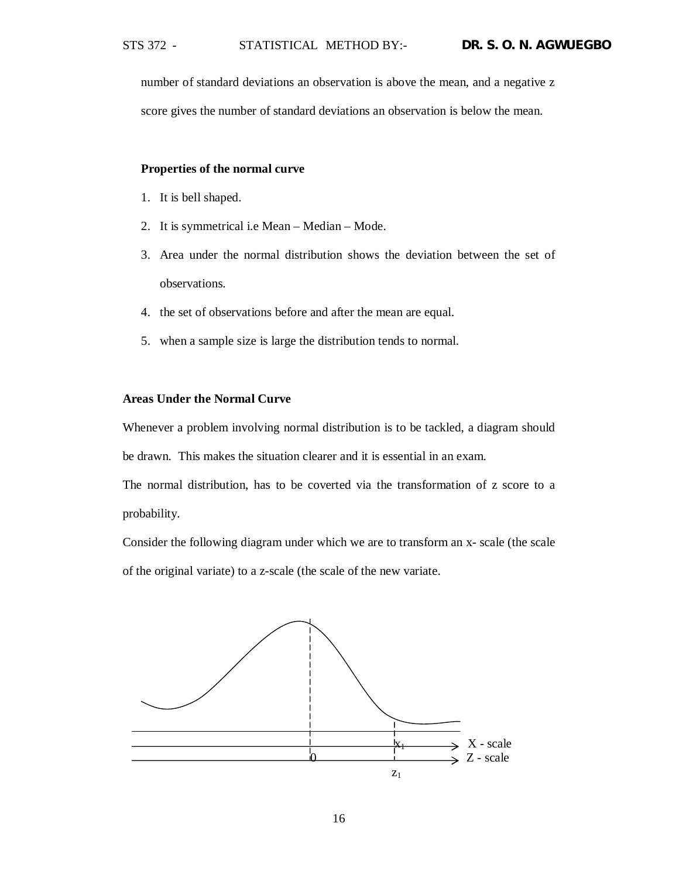number of standard deviations an observation is above the mean, and a negative z score gives the number of standard deviations an observation is below the mean.

**Properties of the normal curve**

1. It is bell shaped.
2. It is symmetrical i.e Mean – Median – Mode.
3. Area under the normal distribution shows the deviation between the set of observations.
4. the set of observations before and after the mean are equal.
5. when a sample size is large the distribution tends to normal.

**Areas Under the Normal Curve**

Whenever a problem involving normal distribution is to be tackled, a diagram should be drawn. This makes the situation clearer and it is essential in an exam.

The normal distribution, has to be coverted via the transformation of z score to a probability.

Consider the following diagram under which we are to transform an x- scale (the scale of the original variate) to a z-scale (the scale of the new variate.

$x_1$ X - scale

0 Z - scale

$z_1$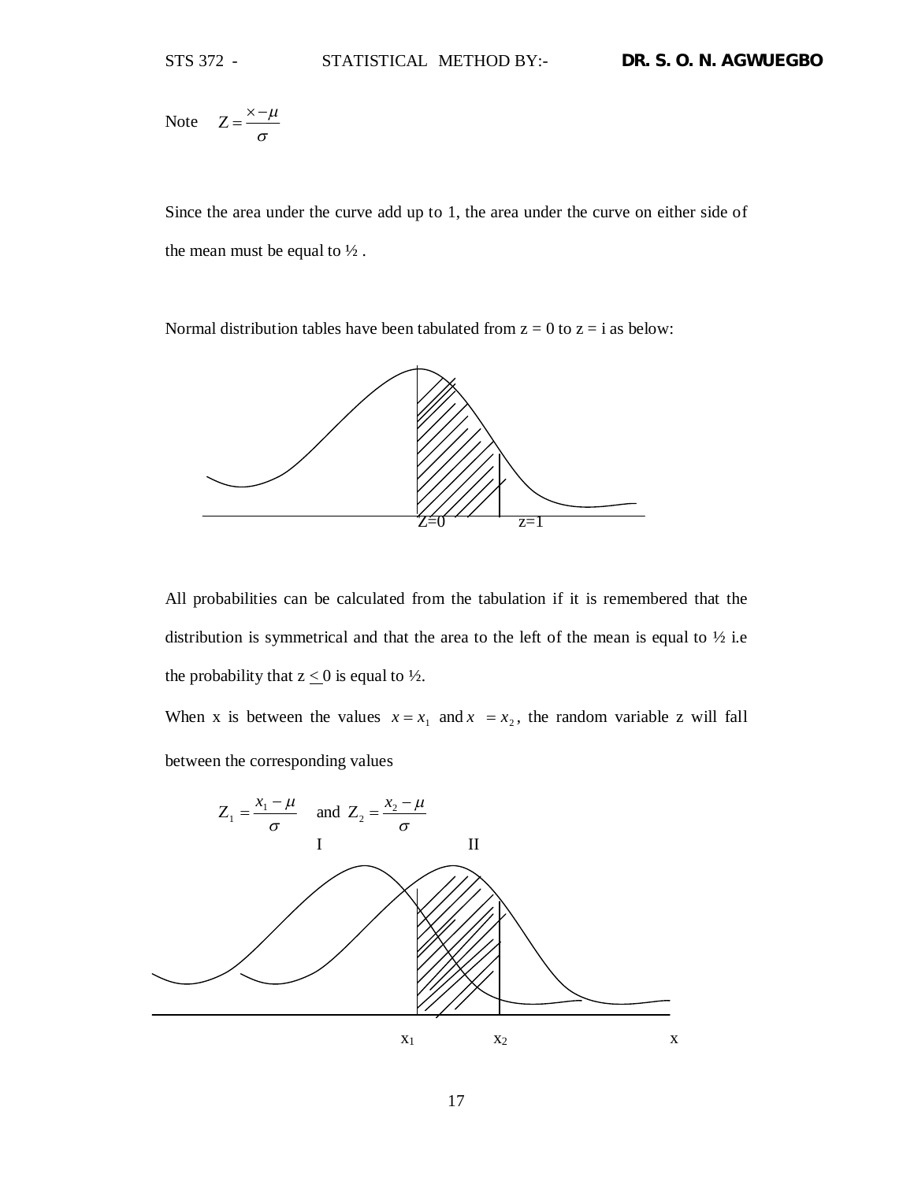Note $Z = \frac{x - \mu}{\sigma}$

Since the area under the curve add up to 1, the area under the curve on either side of the mean must be equal to ½ .

Normal distribution tables have been tabulated from z = 0 to z = i as below:

Z=0 z=1

All probabilities can be calculated from the tabulation if it is remembered that the distribution is symmetrical and that the area to the left of the mean is equal to ½ i.e the probability that $z \leq 0$ is equal to ½.

When x is between the values $x = x_1$ and $x = x_2$, the random variable z will fall between the corresponding values

$$Z_1 = \frac{x_1 - \mu}{\sigma} \quad \text{and} \quad Z_2 = \frac{x_2 - \mu}{\sigma}$$

I II

$x_1$ $x_2$ x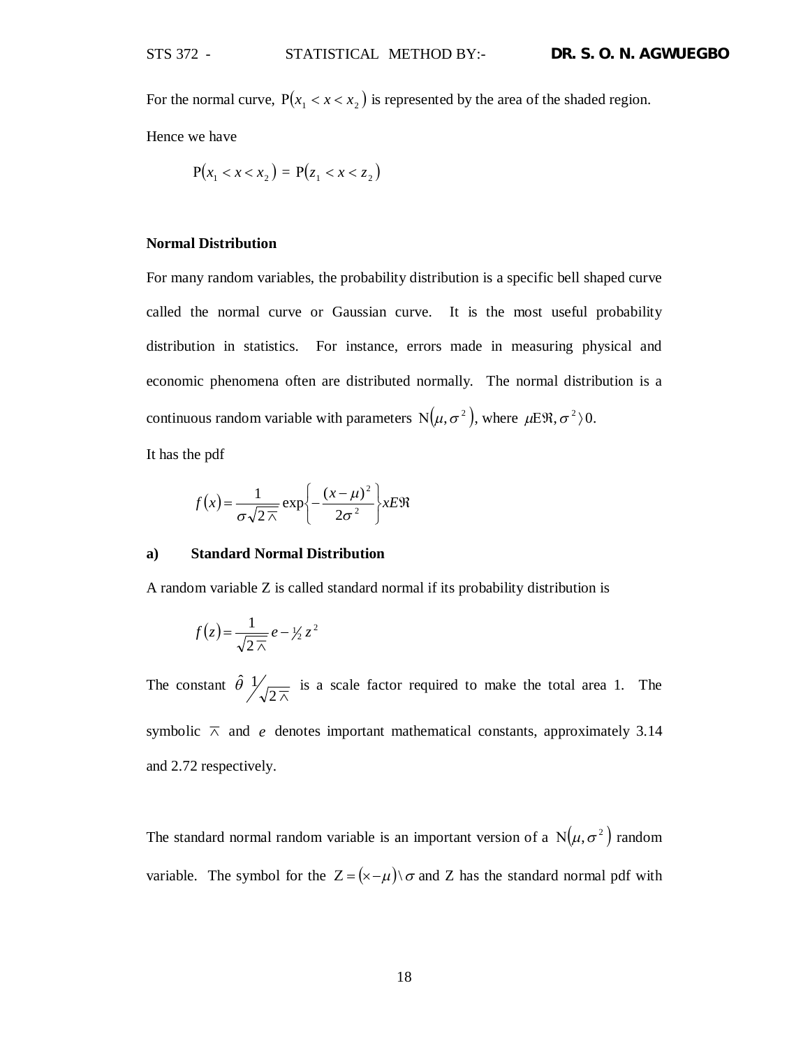For the normal curve, $\mathrm{P}(x_1 < x < x_2)$ is represented by the area of the shaded region.

Hence we have

$$\mathrm{P}(x_1 < x < x_2) = \mathrm{P}(z_1 < x < z_2)$$

**Normal Distribution**

For many random variables, the probability distribution is a specific bell shaped curve called the normal curve or Gaussian curve. It is the most useful probability distribution in statistics. For instance, errors made in measuring physical and economic phenomena often are distributed normally. The normal distribution is a continuous random variable with parameters $\mathrm{N}(\mu, \sigma^2)$, where $\mu \mathrm{E} \Re, \sigma^2 \rangle 0$.

It has the pdf

$$f(x) = \frac{1}{\sigma\sqrt{2\pi}} \exp\left\{-\frac{(x-\mu)^2}{2\sigma^2}\right\} x E \Re$$

**a) Standard Normal Distribution**

A random variable Z is called standard normal if its probability distribution is

$$f(z) = \frac{1}{\sqrt{2\pi}} e - \tfrac{1}{2} z^2$$

The constant $\hat{\theta}\ 1/\sqrt{2\pi}$ is a scale factor required to make the total area 1. The symbolic $\pi$ and $e$ denotes important mathematical constants, approximately 3.14 and 2.72 respectively.

The standard normal random variable is an important version of a $\mathrm{N}(\mu, \sigma^2)$ random variable. The symbol for the $Z = (\times - \mu) \backslash \sigma$ and Z has the standard normal pdf with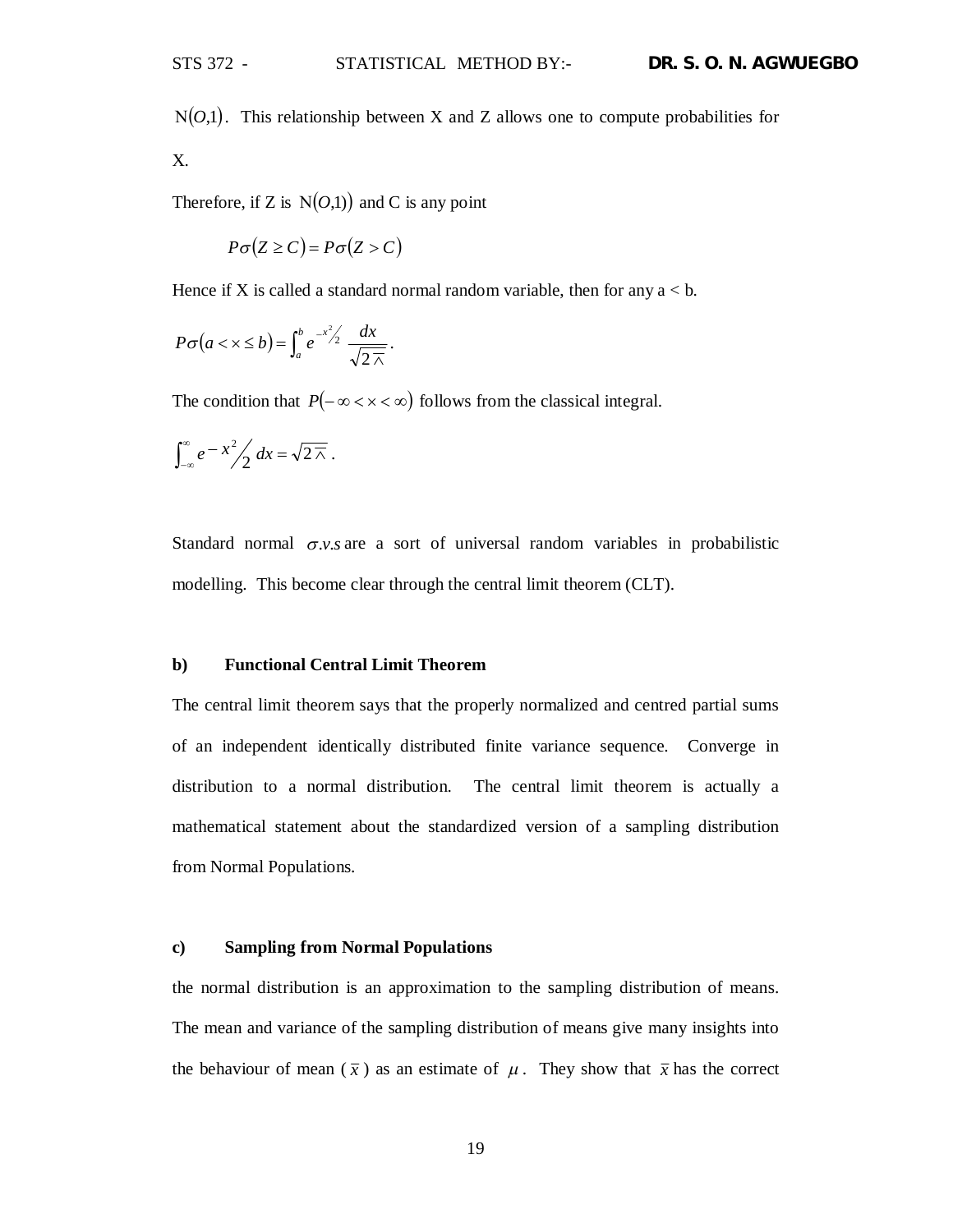$N(O,1)$. This relationship between X and Z allows one to compute probabilities for X.

Therefore, if Z is $N(O,1))$ and C is any point

$$P\sigma(Z \geq C) = P\sigma(Z > C)$$

Hence if X is called a standard normal random variable, then for any a < b.

$$P\sigma(a < \times \leq b) = \int_a^b e^{-x^2/2} \frac{dx}{\sqrt{2\wedge}}.$$

The condition that $P(-\infty < \times < \infty)$ follows from the classical integral.

$$\int_{-\infty}^{\infty} e^{-x^2/2} dx = \sqrt{2\wedge}.$$

Standard normal $\sigma.v.s$ are a sort of universal random variables in probabilistic modelling. This become clear through the central limit theorem (CLT).

**b) Functional Central Limit Theorem**

The central limit theorem says that the properly normalized and centred partial sums of an independent identically distributed finite variance sequence. Converge in distribution to a normal distribution. The central limit theorem is actually a mathematical statement about the standardized version of a sampling distribution from Normal Populations.

**c) Sampling from Normal Populations**

the normal distribution is an approximation to the sampling distribution of means. The mean and variance of the sampling distribution of means give many insights into the behaviour of mean ($\bar{x}$) as an estimate of $\mu$. They show that $\bar{x}$ has the correct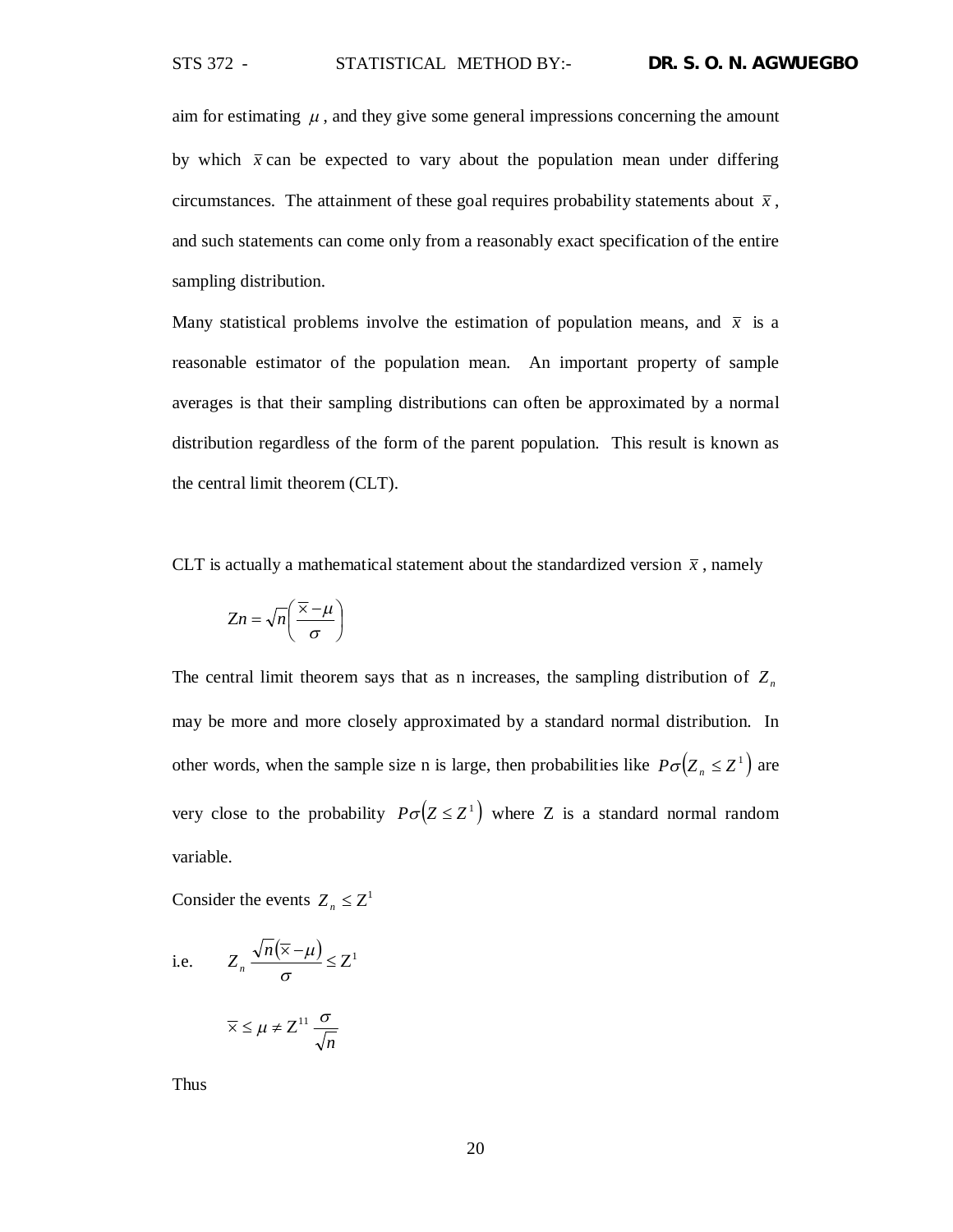aim for estimating $\mu$, and they give some general impressions concerning the amount by which $\bar{x}$ can be expected to vary about the population mean under differing circumstances. The attainment of these goal requires probability statements about $\bar{x}$, and such statements can come only from a reasonably exact specification of the entire sampling distribution.

Many statistical problems involve the estimation of population means, and $\bar{x}$ is a reasonable estimator of the population mean. An important property of sample averages is that their sampling distributions can often be approximated by a normal distribution regardless of the form of the parent population. This result is known as the central limit theorem (CLT).

CLT is actually a mathematical statement about the standardized version $\bar{x}$, namely

$$Zn = \sqrt{n}\left(\frac{\overline{x} - \mu}{\sigma}\right)$$

The central limit theorem says that as n increases, the sampling distribution of $Z_n$ may be more and more closely approximated by a standard normal distribution. In other words, when the sample size n is large, then probabilities like $P\sigma\left(Z_n \leq Z^1\right)$ are very close to the probability $P\sigma\left(Z \leq Z^1\right)$ where Z is a standard normal random variable.

Consider the events $Z_n \leq Z^1$

i.e. $$Z_n \frac{\sqrt{n}\left(\overline{x} - \mu\right)}{\sigma} \leq Z^1$$

$$\overline{x} \leq \mu \neq Z^{11} \frac{\sigma}{\sqrt{n}}$$

Thus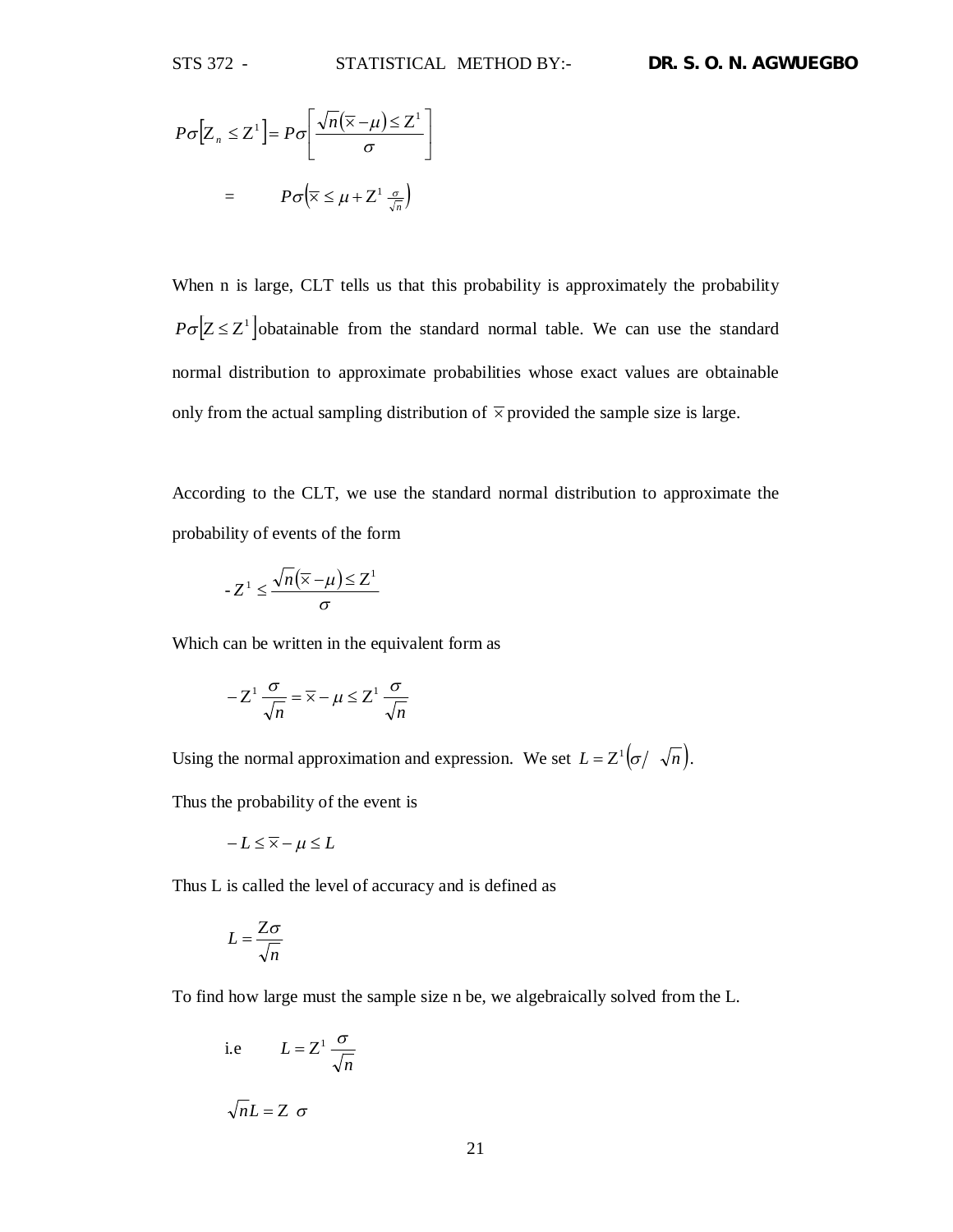$$P\sigma\left[Z_n \leq Z^1\right] = P\sigma\left[\frac{\sqrt{n}(\overline{x} - \mu) \leq Z^1}{\sigma}\right]$$

$$= \qquad P\sigma\left(\overline{x} \leq \mu + Z^1 \tfrac{\sigma}{\sqrt{n}}\right)$$

When n is large, CLT tells us that this probability is approximately the probability $P\sigma\left[Z \leq Z^1\right]$ obatainable from the standard normal table. We can use the standard normal distribution to approximate probabilities whose exact values are obtainable only from the actual sampling distribution of $\overline{x}$ provided the sample size is large.

According to the CLT, we use the standard normal distribution to approximate the probability of events of the form

$$-Z^1 \leq \frac{\sqrt{n}(\overline{x} - \mu) \leq Z^1}{\sigma}$$

Which can be written in the equivalent form as

$$-Z^1 \frac{\sigma}{\sqrt{n}} = \overline{x} - \mu \leq Z^1 \frac{\sigma}{\sqrt{n}}$$

Using the normal approximation and expression. We set $L = Z^1\left(\sigma/\ \sqrt{n}\right)$.

Thus the probability of the event is

$$-L \leq \overline{x} - \mu \leq L$$

Thus L is called the level of accuracy and is defined as

$$L = \frac{Z\sigma}{\sqrt{n}}$$

To find how large must the sample size n be, we algebraically solved from the L.

$$\text{i.e} \qquad L = Z^1 \frac{\sigma}{\sqrt{n}}$$

$$\sqrt{n}L = Z\ \sigma$$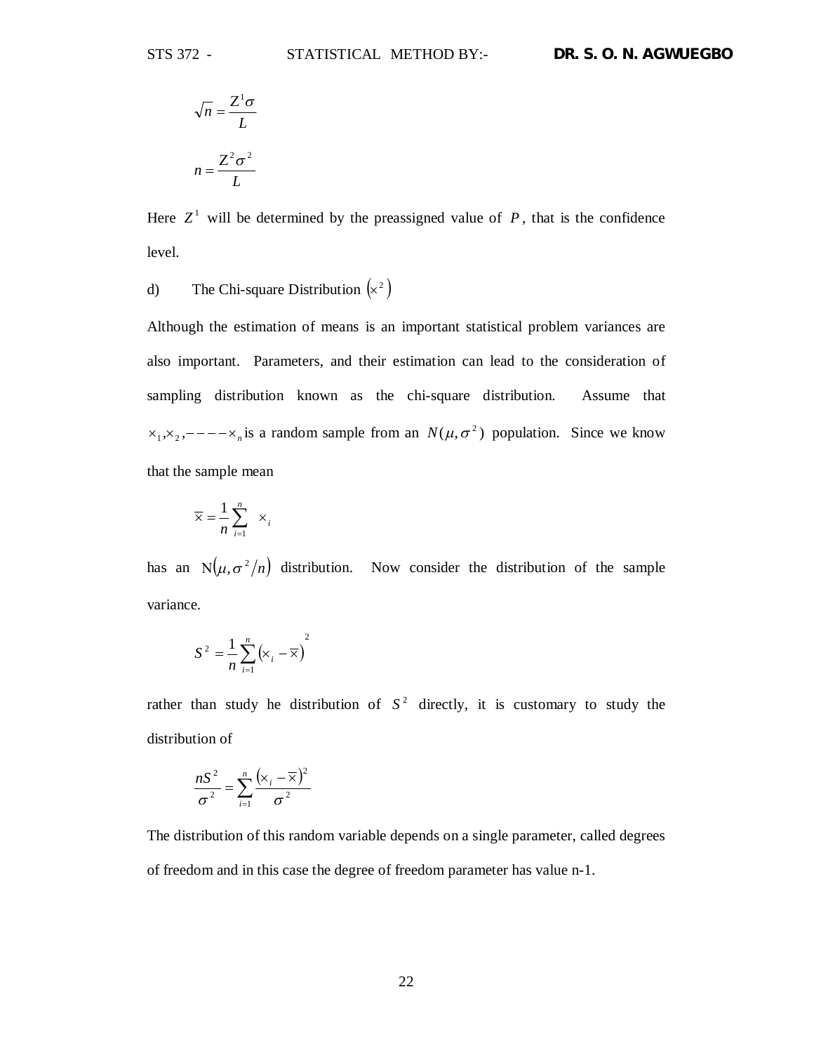$$\sqrt{n} = \frac{Z^1 \sigma}{L}$$

$$n = \frac{Z^2 \sigma^2}{L}$$

Here $Z^1$ will be determined by the preassigned value of $P$, that is the confidence level.

d) The Chi-square Distribution $\left(\times^2\right)$

Although the estimation of means is an important statistical problem variances are also important. Parameters, and their estimation can lead to the consideration of sampling distribution known as the chi-square distribution. Assume that $\times_1, \times_2, ----\times_n$ is a random sample from an $N(\mu, \sigma^2)$ population. Since we know that the sample mean

$$\overline{\times} = \frac{1}{n}\sum_{i=1}^{n} \times_i$$

has an $\mathrm{N}\left(\mu, \sigma^2/n\right)$ distribution. Now consider the distribution of the sample variance.

$$S^2 = \frac{1}{n}\sum_{i=1}^{n}\left(\times_i - \overline{\times}\right)^2$$

rather than study he distribution of $S^2$ directly, it is customary to study the distribution of

$$\frac{nS^2}{\sigma^2} = \sum_{i=1}^{n}\frac{\left(\times_i - \overline{\times}\right)^2}{\sigma^2}$$

The distribution of this random variable depends on a single parameter, called degrees of freedom and in this case the degree of freedom parameter has value n-1.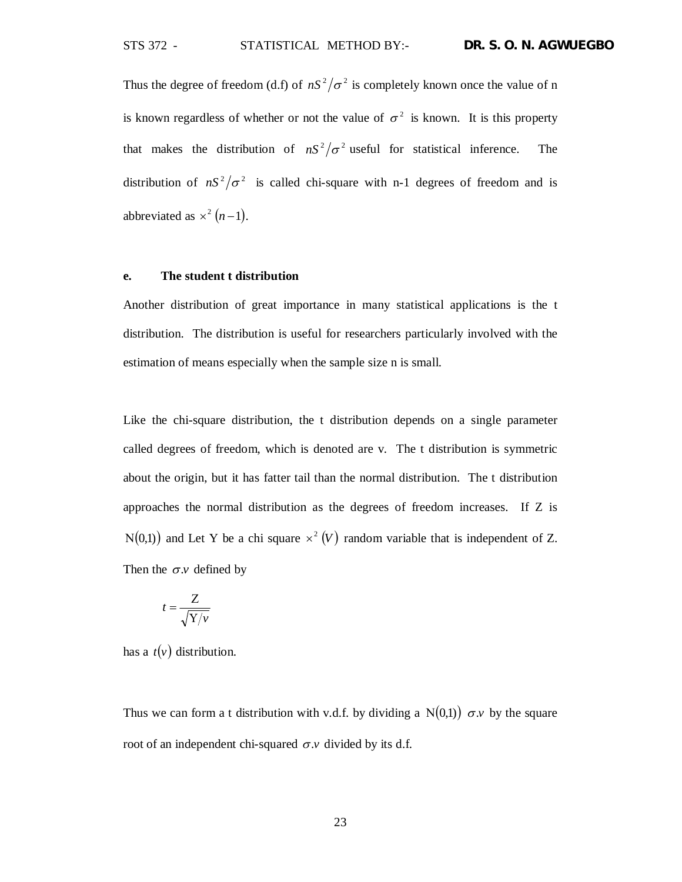Thus the degree of freedom (d.f) of $nS^2/\sigma^2$ is completely known once the value of n is known regardless of whether or not the value of $\sigma^2$ is known. It is this property that makes the distribution of $nS^2/\sigma^2$ useful for statistical inference. The distribution of $nS^2/\sigma^2$ is called chi-square with n-1 degrees of freedom and is abbreviated as $\times^2(n-1)$.

**e. The student t distribution**

Another distribution of great importance in many statistical applications is the t distribution. The distribution is useful for researchers particularly involved with the estimation of means especially when the sample size n is small.

Like the chi-square distribution, the t distribution depends on a single parameter called degrees of freedom, which is denoted are v. The t distribution is symmetric about the origin, but it has fatter tail than the normal distribution. The t distribution approaches the normal distribution as the degrees of freedom increases. If Z is $\mathrm{N}(0,1))$ and Let Y be a chi square $\times^2(V)$ random variable that is independent of Z. Then the $\sigma.v$ defined by

$$t = \frac{\mathrm{Z}}{\sqrt{\mathrm{Y}/v}}$$

has a $t(v)$ distribution.

Thus we can form a t distribution with v.d.f. by dividing a $\mathrm{N}(0,1))$ $\sigma.v$ by the square root of an independent chi-squared $\sigma.v$ divided by its d.f.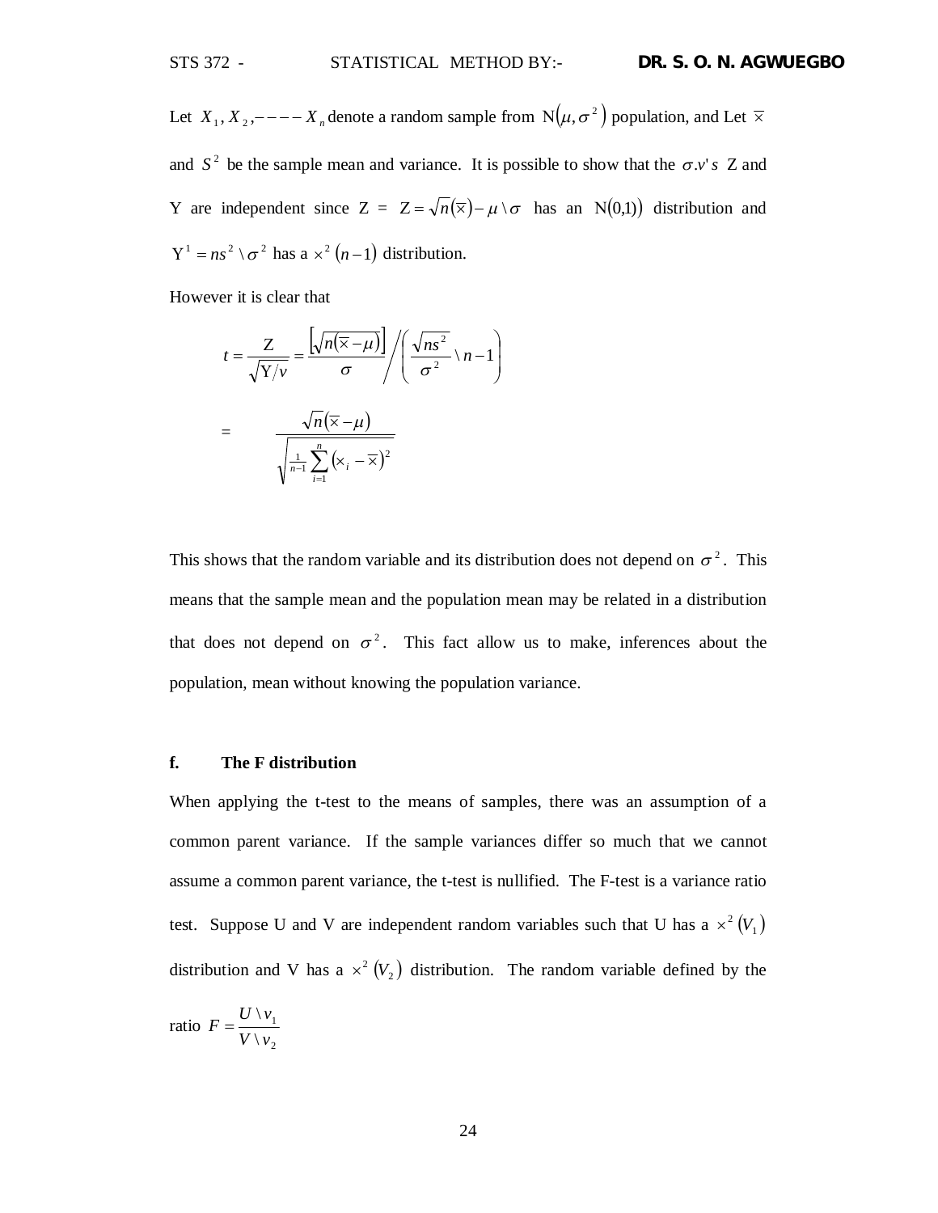Let $X_1, X_2, ---- X_n$ denote a random sample from $N(\mu, \sigma^2)$ population, and Let $\overline{\times}$ and $S^2$ be the sample mean and variance. It is possible to show that the $\sigma.v's$ Z and Y are independent since Z = $Z = \sqrt{n}(\overline{\times}) - \mu \backslash \sigma$ has an $N(0,1))$ distribution and $Y^1 = ns^2 \backslash \sigma^2$ has a $\times^2 (n-1)$ distribution.

However it is clear that

$$t = \frac{Z}{\sqrt{Y/v}} = \frac{\left[\sqrt{n(\overline{\times} - \mu)}\right]}{\sigma} \Bigg/ \left(\frac{\sqrt{ns^2}}{\sigma^2} \backslash n-1\right)$$

$$= \frac{\sqrt{n}(\overline{\times} - \mu)}{\sqrt{\frac{1}{n-1}\sum_{i=1}^{n}(\times_i - \overline{\times})^2}}$$

This shows that the random variable and its distribution does not depend on $\sigma^2$. This means that the sample mean and the population mean may be related in a distribution that does not depend on $\sigma^2$. This fact allow us to make, inferences about the population, mean without knowing the population variance.

**f. The F distribution**

When applying the t-test to the means of samples, there was an assumption of a common parent variance. If the sample variances differ so much that we cannot assume a common parent variance, the t-test is nullified. The F-test is a variance ratio test. Suppose U and V are independent random variables such that U has a $\times^2 (V_1)$ distribution and V has a $\times^2 (V_2)$ distribution. The random variable defined by the ratio $F = \frac{U \backslash v_1}{V \backslash v_2}$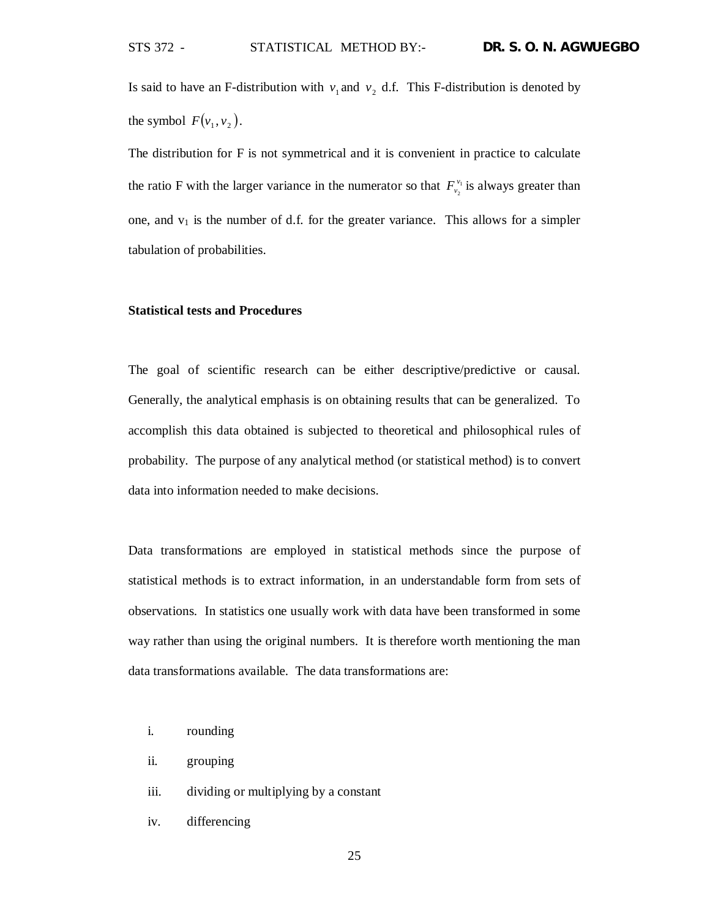Is said to have an F-distribution with $v_1$ and $v_2$ d.f. This F-distribution is denoted by the symbol $F(v_1, v_2)$.

The distribution for F is not symmetrical and it is convenient in practice to calculate the ratio F with the larger variance in the numerator so that $F_{v_2}^{v_1}$ is always greater than one, and $v_1$ is the number of d.f. for the greater variance. This allows for a simpler tabulation of probabilities.

**Statistical tests and Procedures**

The goal of scientific research can be either descriptive/predictive or causal. Generally, the analytical emphasis is on obtaining results that can be generalized. To accomplish this data obtained is subjected to theoretical and philosophical rules of probability. The purpose of any analytical method (or statistical method) is to convert data into information needed to make decisions.

Data transformations are employed in statistical methods since the purpose of statistical methods is to extract information, in an understandable form from sets of observations. In statistics one usually work with data have been transformed in some way rather than using the original numbers. It is therefore worth mentioning the man data transformations available. The data transformations are:

i. rounding
ii. grouping
iii. dividing or multiplying by a constant
iv. differencing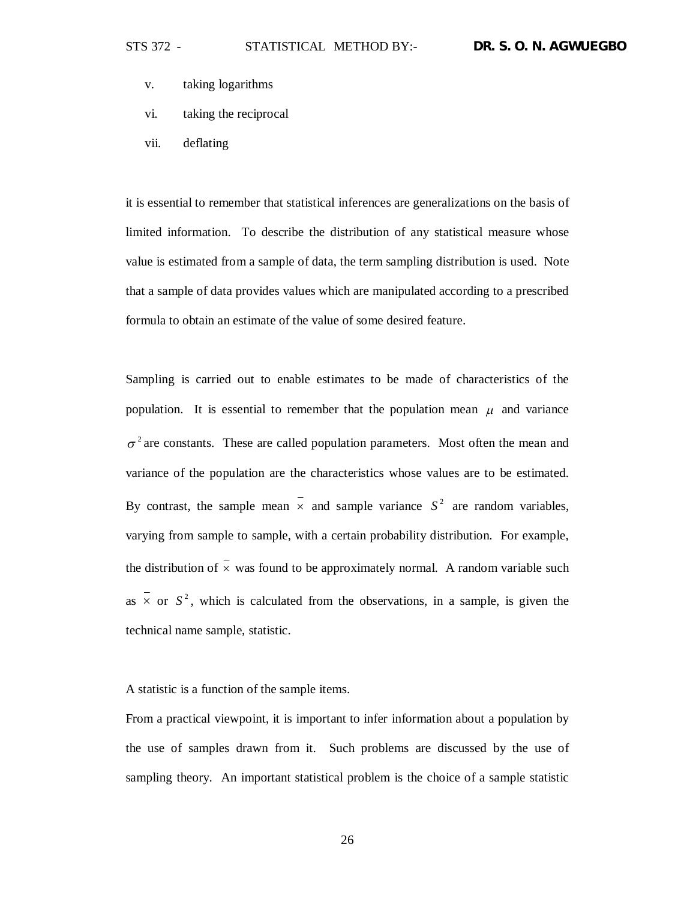v. taking logarithms

vi. taking the reciprocal

vii. deflating

it is essential to remember that statistical inferences are generalizations on the basis of limited information. To describe the distribution of any statistical measure whose value is estimated from a sample of data, the term sampling distribution is used. Note that a sample of data provides values which are manipulated according to a prescribed formula to obtain an estimate of the value of some desired feature.

Sampling is carried out to enable estimates to be made of characteristics of the population. It is essential to remember that the population mean $\mu$ and variance $\sigma^2$ are constants. These are called population parameters. Most often the mean and variance of the population are the characteristics whose values are to be estimated. By contrast, the sample mean $\bar{x}$ and sample variance $S^2$ are random variables, varying from sample to sample, with a certain probability distribution. For example, the distribution of $\bar{x}$ was found to be approximately normal. A random variable such as $\bar{x}$ or $S^2$, which is calculated from the observations, in a sample, is given the technical name sample, statistic.

A statistic is a function of the sample items.

From a practical viewpoint, it is important to infer information about a population by the use of samples drawn from it. Such problems are discussed by the use of sampling theory. An important statistical problem is the choice of a sample statistic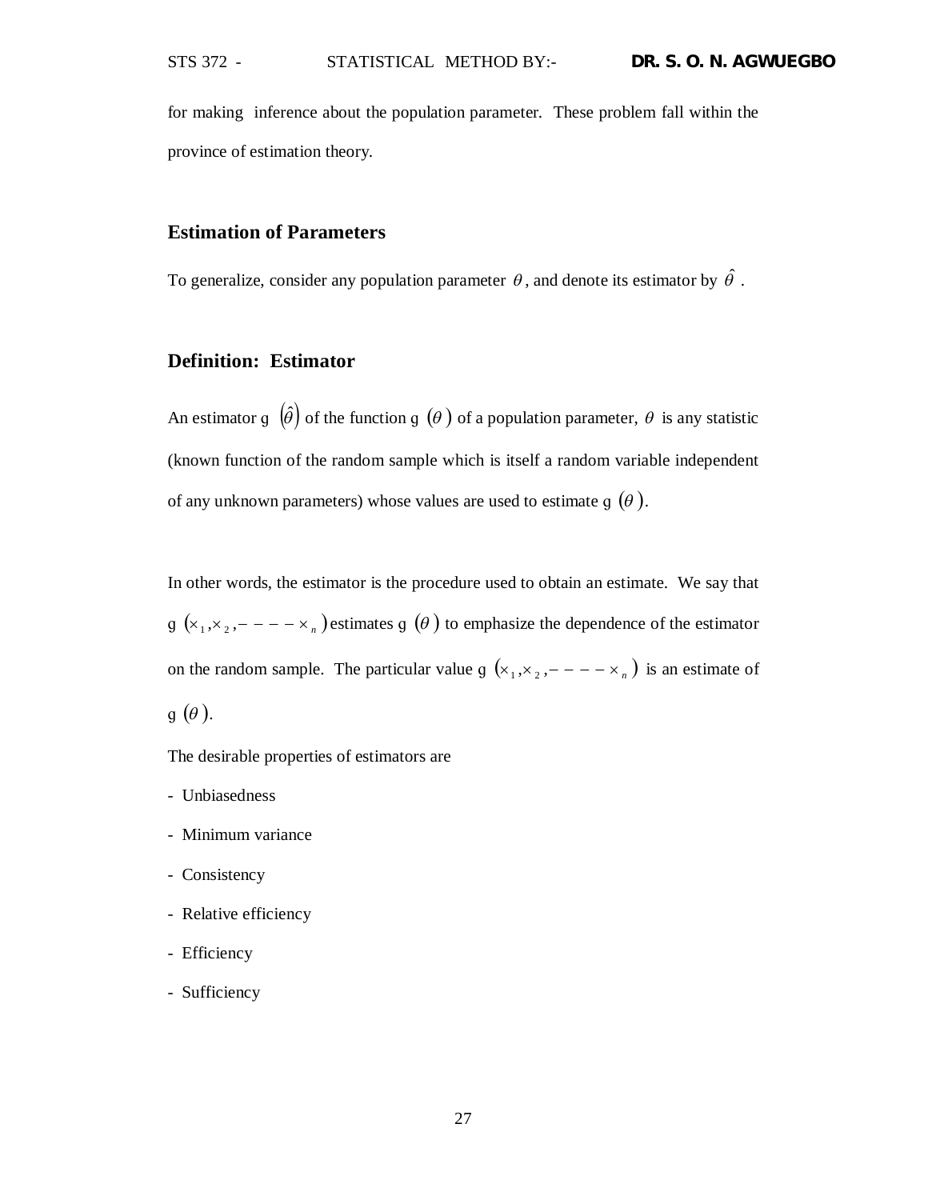for making inference about the population parameter. These problem fall within the province of estimation theory.

## Estimation of Parameters

To generalize, consider any population parameter $\theta$, and denote its estimator by $\hat{\theta}$.

## Definition: Estimator

An estimator g $(\hat{\theta})$ of the function g $(\theta)$ of a population parameter, $\theta$ is any statistic (known function of the random sample which is itself a random variable independent of any unknown parameters) whose values are used to estimate g $(\theta)$.

In other words, the estimator is the procedure used to obtain an estimate. We say that g $(\times_1, \times_2, ---- \times_n)$ estimates g $(\theta)$ to emphasize the dependence of the estimator on the random sample. The particular value g $(\times_1, \times_2, ---- \times_n)$ is an estimate of g $(\theta)$.

The desirable properties of estimators are

- Unbiasedness
- Minimum variance
- Consistency
- Relative efficiency
- Efficiency
- Sufficiency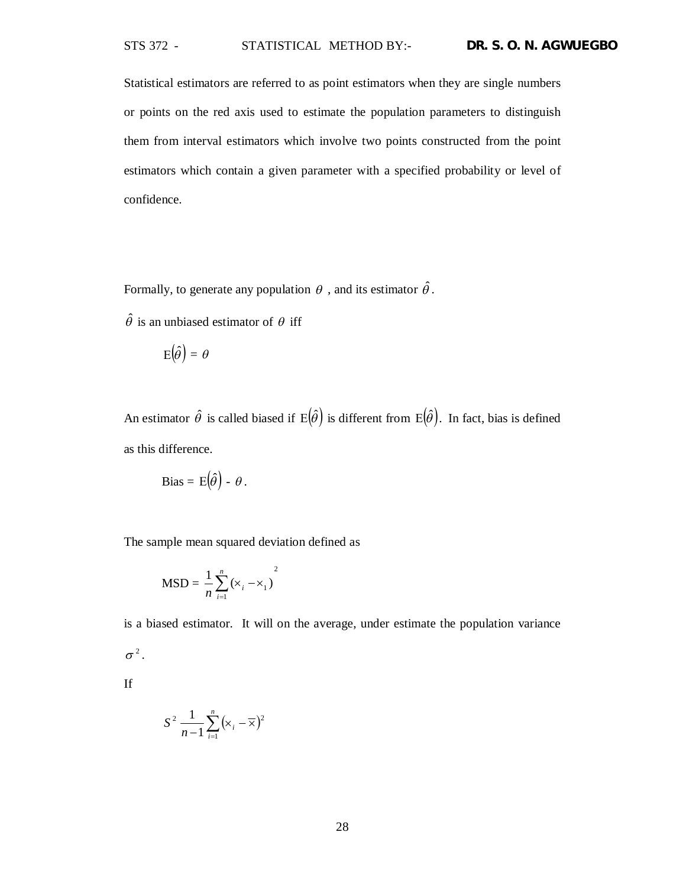Statistical estimators are referred to as point estimators when they are single numbers or points on the red axis used to estimate the population parameters to distinguish them from interval estimators which involve two points constructed from the point estimators which contain a given parameter with a specified probability or level of confidence.

Formally, to generate any population $\theta$ , and its estimator $\hat{\theta}$.

$\hat{\theta}$ is an unbiased estimator of $\theta$ iff

$$E(\hat{\theta}) = \theta$$

An estimator $\hat{\theta}$ is called biased if $E(\hat{\theta})$ is different from $E(\hat{\theta})$. In fact, bias is defined as this difference.

$$\text{Bias} = E(\hat{\theta}) - \theta.$$

The sample mean squared deviation defined as

$$\text{MSD} = \frac{1}{n}\sum_{i=1}^{n}(x_i - x_1)^2$$

is a biased estimator. It will on the average, under estimate the population variance $\sigma^2$.

If

$$S^2 \frac{1}{n-1}\sum_{i=1}^{n}(x_i - \overline{x})^2$$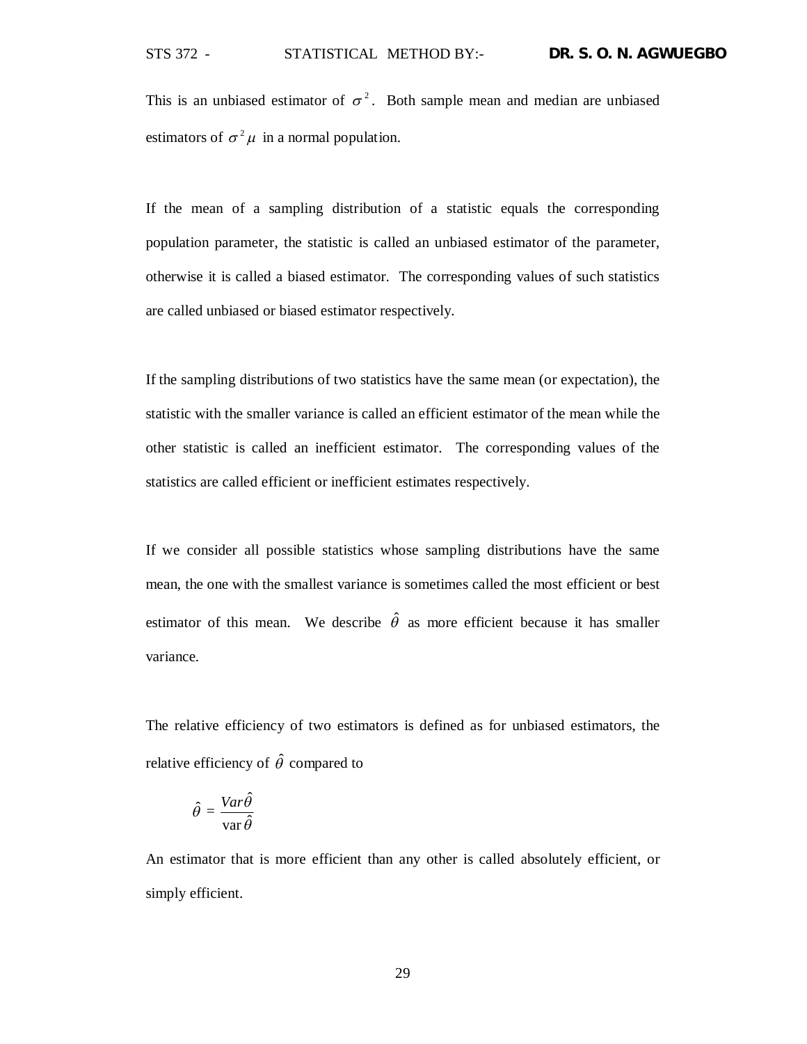This is an unbiased estimator of $\sigma^2$. Both sample mean and median are unbiased estimators of $\sigma^2 \mu$ in a normal population.

If the mean of a sampling distribution of a statistic equals the corresponding population parameter, the statistic is called an unbiased estimator of the parameter, otherwise it is called a biased estimator. The corresponding values of such statistics are called unbiased or biased estimator respectively.

If the sampling distributions of two statistics have the same mean (or expectation), the statistic with the smaller variance is called an efficient estimator of the mean while the other statistic is called an inefficient estimator. The corresponding values of the statistics are called efficient or inefficient estimates respectively.

If we consider all possible statistics whose sampling distributions have the same mean, the one with the smallest variance is sometimes called the most efficient or best estimator of this mean. We describe $\hat{\theta}$ as more efficient because it has smaller variance.

The relative efficiency of two estimators is defined as for unbiased estimators, the relative efficiency of $\hat{\theta}$ compared to

$$\hat{\theta} = \frac{Var\hat{\theta}}{\text{var}\,\hat{\theta}}$$

An estimator that is more efficient than any other is called absolutely efficient, or simply efficient.